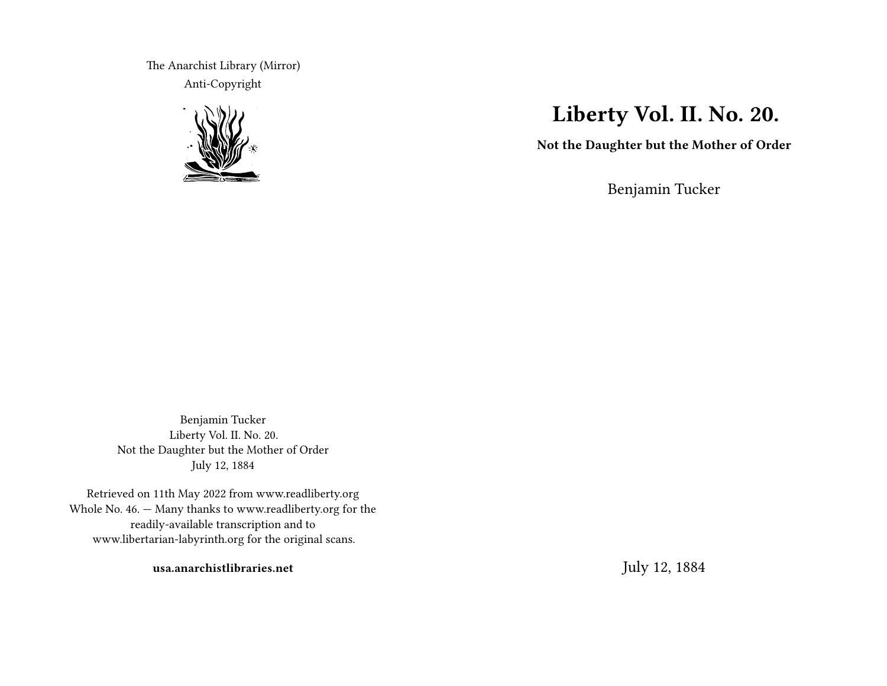The Anarchist Library (Mirror)
Anti-Copyright

# Liberty Vol. II. No. 20.

**Not the Daughter but the Mother of Order**

Benjamin Tucker

July 12, 1884

Benjamin Tucker
Liberty Vol. II. No. 20.
Not the Daughter but the Mother of Order
July 12, 1884

Retrieved on 11th May 2022 from www.readliberty.org
Whole No. 46. — Many thanks to www.readliberty.org for the readily-available transcription and to www.libertarian-labyrinth.org for the original scans.

**usa.anarchistlibraries.net**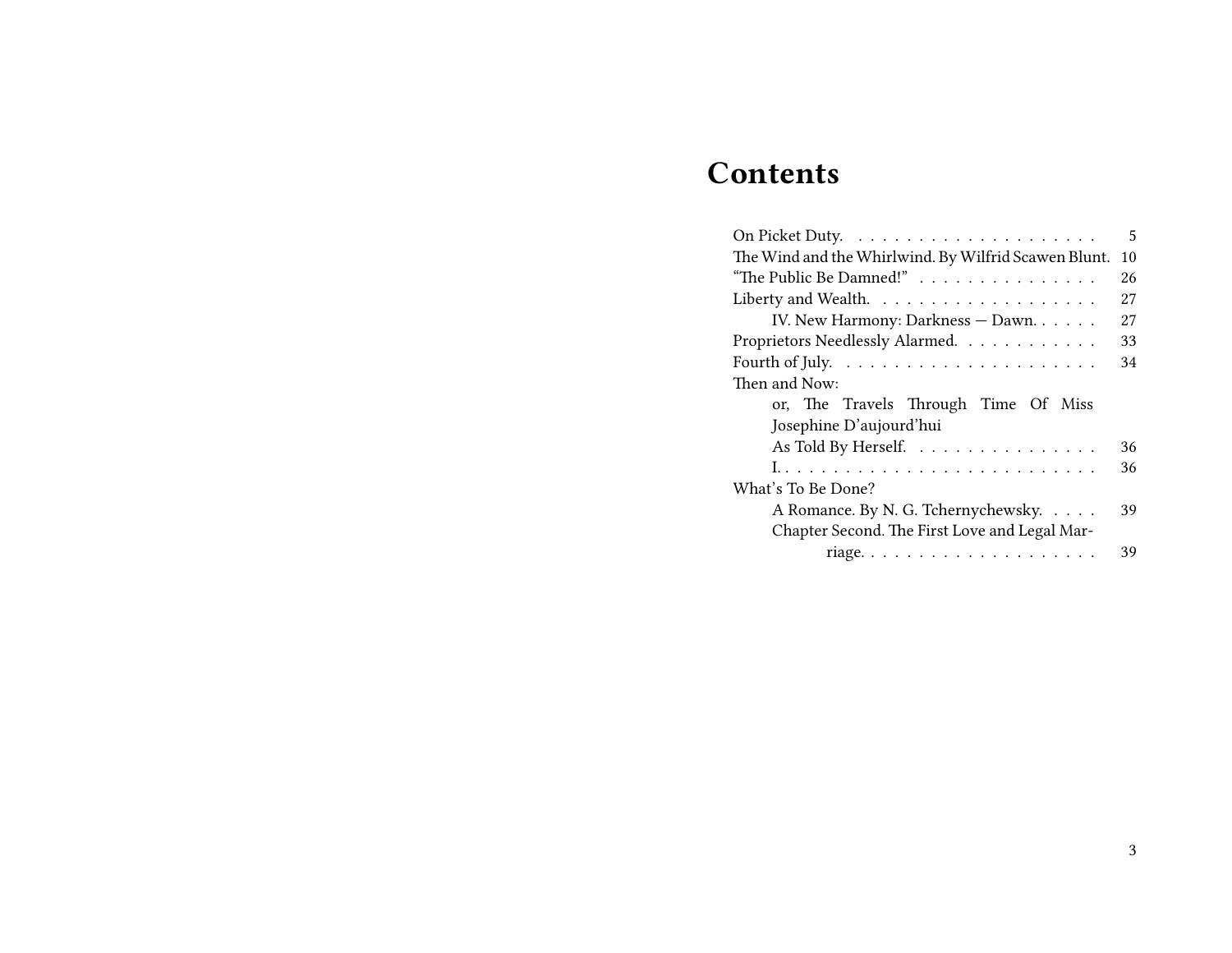# Contents

- On Picket Duty. 5
- The Wind and the Whirlwind. By Wilfrid Scawen Blunt. 10
- "The Public Be Damned!" 26
- Liberty and Wealth. 27
  - IV. New Harmony: Darkness — Dawn. 27
- Proprietors Needlessly Alarmed. 33
- Fourth of July. 34
- Then and Now:
  - or, The Travels Through Time Of Miss Josephine D'aujourd'hui
  - As Told By Herself. 36
  - I. 36
- What's To Be Done?
  - A Romance. By N. G. Tchernychewsky. 39
  - Chapter Second. The First Love and Legal Marriage. 39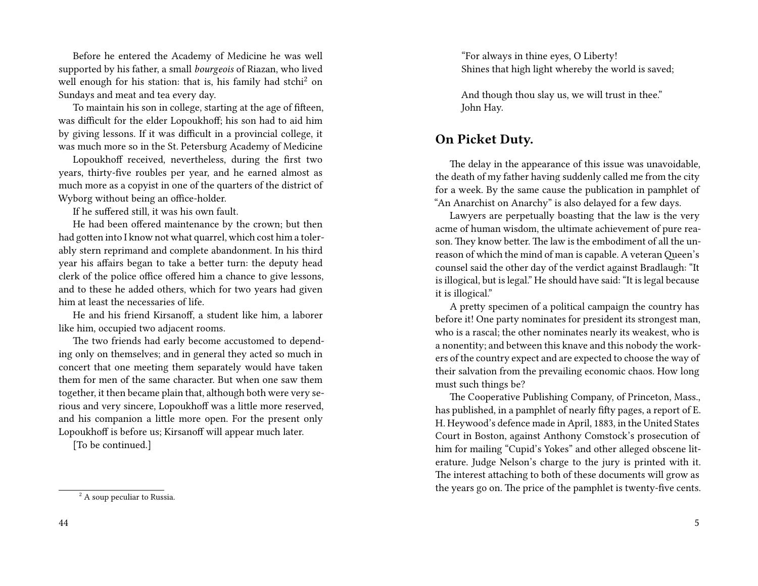Before he entered the Academy of Medicine he was well supported by his father, a small *bourgeois* of Riazan, who lived well enough for his station: that is, his family had stchi[2] on Sundays and meat and tea every day.

To maintain his son in college, starting at the age of fifteen, was difficult for the elder Lopoukhoff; his son had to aid him by giving lessons. If it was difficult in a provincial college, it was much more so in the St. Petersburg Academy of Medicine

Lopoukhoff received, nevertheless, during the first two years, thirty-five roubles per year, and he earned almost as much more as a copyist in one of the quarters of the district of Wyborg without being an office-holder.

If he suffered still, it was his own fault.

He had been offered maintenance by the crown; but then had gotten into I know not what quarrel, which cost him a tolerably stern reprimand and complete abandonment. In his third year his affairs began to take a better turn: the deputy head clerk of the police office offered him a chance to give lessons, and to these he added others, which for two years had given him at least the necessaries of life.

He and his friend Kirsanoff, a student like him, a laborer like him, occupied two adjacent rooms.

The two friends had early become accustomed to depending only on themselves; and in general they acted so much in concert that one meeting them separately would have taken them for men of the same character. But when one saw them together, it then became plain that, although both were very serious and very sincere, Lopoukhoff was a little more reserved, and his companion a little more open. For the present only Lopoukhoff is before us; Kirsanoff will appear much later.

[To be continued.]

[2] A soup peculiar to Russia.

"For always in thine eyes, O Liberty!
Shines that high light whereby the world is saved;

And though thou slay us, we will trust in thee."
John Hay.

## On Picket Duty.

The delay in the appearance of this issue was unavoidable, the death of my father having suddenly called me from the city for a week. By the same cause the publication in pamphlet of "An Anarchist on Anarchy" is also delayed for a few days.

Lawyers are perpetually boasting that the law is the very acme of human wisdom, the ultimate achievement of pure reason. They know better. The law is the embodiment of all the unreason of which the mind of man is capable. A veteran Queen's counsel said the other day of the verdict against Bradlaugh: "It is illogical, but is legal." He should have said: "It is legal because it is illogical."

A pretty specimen of a political campaign the country has before it! One party nominates for president its strongest man, who is a rascal; the other nominates nearly its weakest, who is a nonentity; and between this knave and this nobody the workers of the country expect and are expected to choose the way of their salvation from the prevailing economic chaos. How long must such things be?

The Cooperative Publishing Company, of Princeton, Mass., has published, in a pamphlet of nearly fifty pages, a report of E. H. Heywood's defence made in April, 1883, in the United States Court in Boston, against Anthony Comstock's prosecution of him for mailing "Cupid's Yokes" and other alleged obscene literature. Judge Nelson's charge to the jury is printed with it. The interest attaching to both of these documents will grow as the years go on. The price of the pamphlet is twenty-five cents.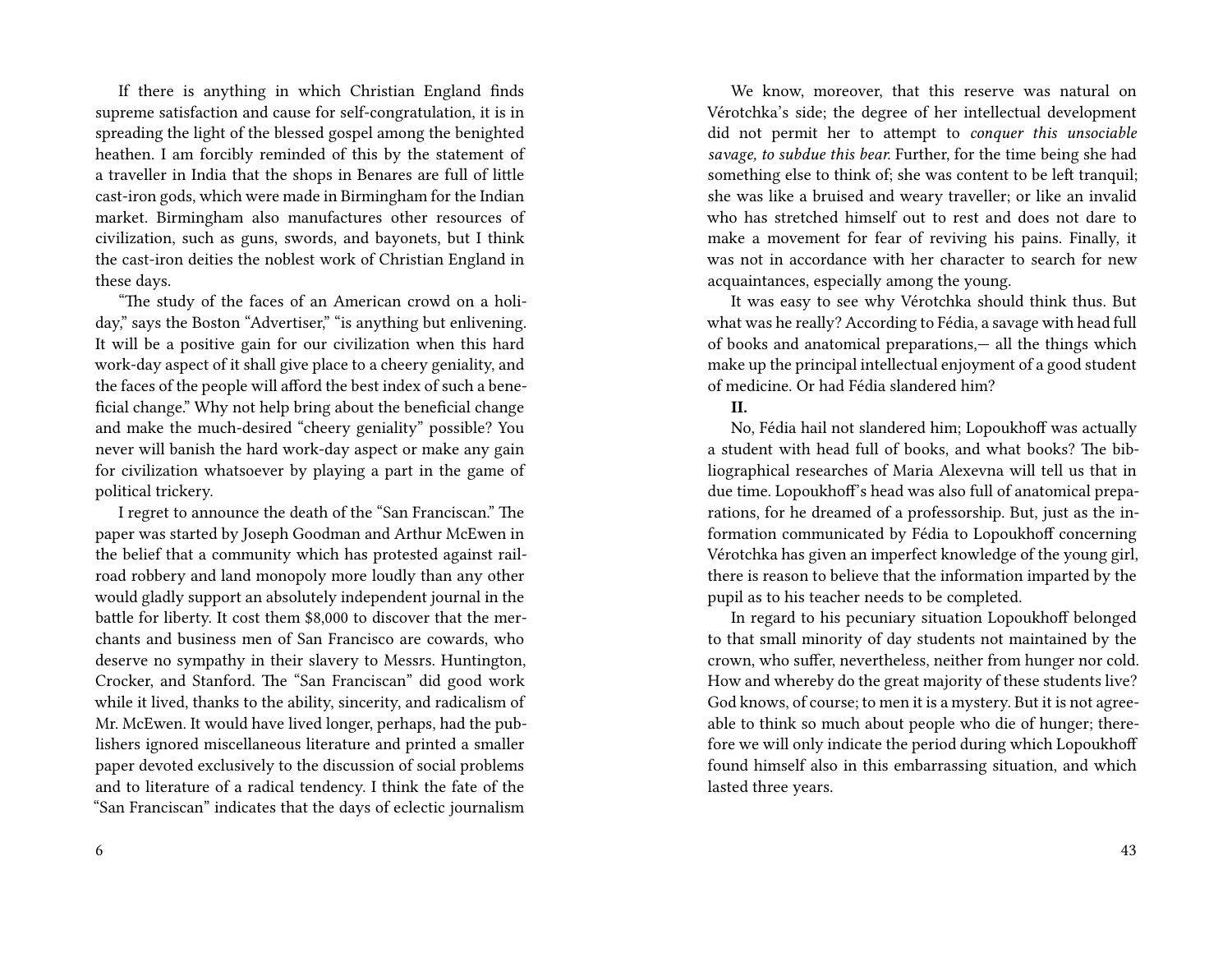If there is anything in which Christian England finds supreme satisfaction and cause for self-congratulation, it is in spreading the light of the blessed gospel among the benighted heathen. I am forcibly reminded of this by the statement of a traveller in India that the shops in Benares are full of little cast-iron gods, which were made in Birmingham for the Indian market. Birmingham also manufactures other resources of civilization, such as guns, swords, and bayonets, but I think the cast-iron deities the noblest work of Christian England in these days.

"The study of the faces of an American crowd on a holiday," says the Boston "Advertiser," "is anything but enlivening. It will be a positive gain for our civilization when this hard work-day aspect of it shall give place to a cheery geniality, and the faces of the people will afford the best index of such a beneficial change." Why not help bring about the beneficial change and make the much-desired "cheery geniality" possible? You never will banish the hard work-day aspect or make any gain for civilization whatsoever by playing a part in the game of political trickery.

I regret to announce the death of the "San Franciscan." The paper was started by Joseph Goodman and Arthur McEwen in the belief that a community which has protested against railroad robbery and land monopoly more loudly than any other would gladly support an absolutely independent journal in the battle for liberty. It cost them $8,000 to discover that the merchants and business men of San Francisco are cowards, who deserve no sympathy in their slavery to Messrs. Huntington, Crocker, and Stanford. The "San Franciscan" did good work while it lived, thanks to the ability, sincerity, and radicalism of Mr. McEwen. It would have lived longer, perhaps, had the publishers ignored miscellaneous literature and printed a smaller paper devoted exclusively to the discussion of social problems and to literature of a radical tendency. I think the fate of the "San Franciscan" indicates that the days of eclectic journalism

We know, moreover, that this reserve was natural on Vérotchka's side; the degree of her intellectual development did not permit her to attempt to *conquer this unsociable savage, to subdue this bear.* Further, for the time being she had something else to think of; she was content to be left tranquil; she was like a bruised and weary traveller; or like an invalid who has stretched himself out to rest and does not dare to make a movement for fear of reviving his pains. Finally, it was not in accordance with her character to search for new acquaintances, especially among the young.

It was easy to see why Vérotchka should think thus. But what was he really? According to Fédia, a savage with head full of books and anatomical preparations,— all the things which make up the principal intellectual enjoyment of a good student of medicine. Or had Fédia slandered him?

**II.**

No, Fédia hail not slandered him; Lopoukhoff was actually a student with head full of books, and what books? The bibliographical researches of Maria Alexevna will tell us that in due time. Lopoukhoff's head was also full of anatomical preparations, for he dreamed of a professorship. But, just as the information communicated by Fédia to Lopoukhoff concerning Vérotchka has given an imperfect knowledge of the young girl, there is reason to believe that the information imparted by the pupil as to his teacher needs to be completed.

In regard to his pecuniary situation Lopoukhoff belonged to that small minority of day students not maintained by the crown, who suffer, nevertheless, neither from hunger nor cold. How and whereby do the great majority of these students live? God knows, of course; to men it is a mystery. But it is not agreeable to think so much about people who die of hunger; therefore we will only indicate the period during which Lopoukhoff found himself also in this embarrassing situation, and which lasted three years.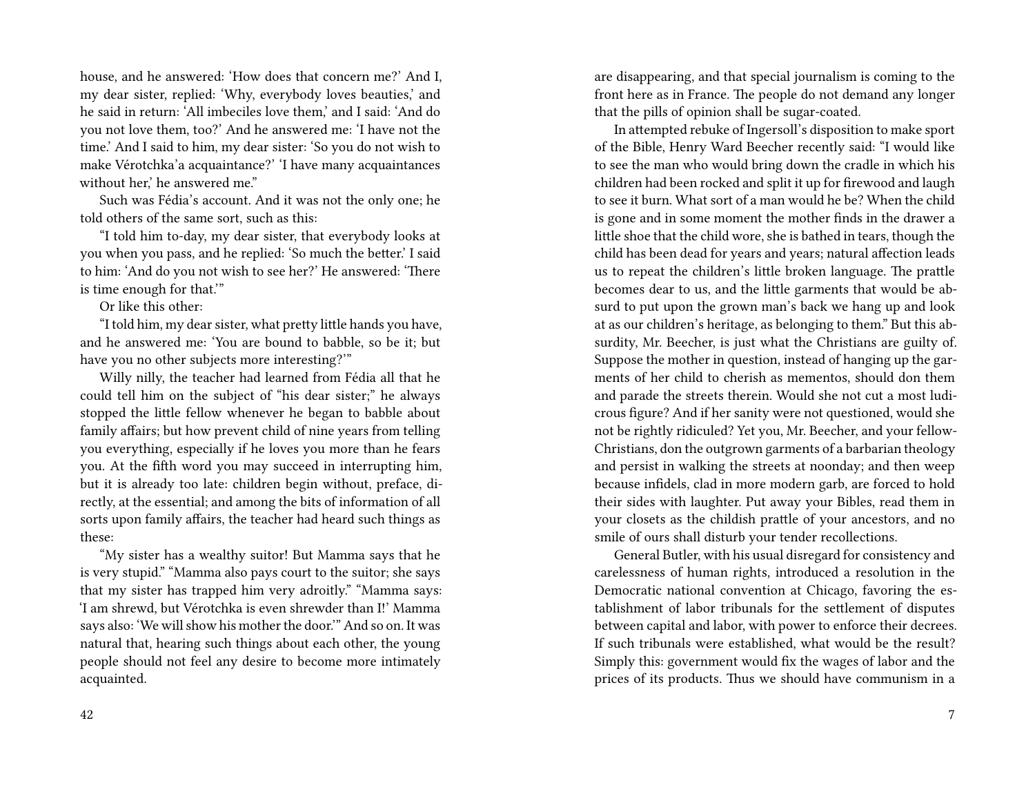house, and he answered: 'How does that concern me?' And I, my dear sister, replied: 'Why, everybody loves beauties,' and he said in return: 'All imbeciles love them,' and I said: 'And do you not love them, too?' And he answered me: 'I have not the time.' And I said to him, my dear sister: 'So you do not wish to make Vérotchka'a acquaintance?' 'I have many acquaintances without her,' he answered me."

Such was Fédia's account. And it was not the only one; he told others of the same sort, such as this:

"I told him to-day, my dear sister, that everybody looks at you when you pass, and he replied: 'So much the better.' I said to him: 'And do you not wish to see her?' He answered: 'There is time enough for that.'"

Or like this other:

"I told him, my dear sister, what pretty little hands you have, and he answered me: 'You are bound to babble, so be it; but have you no other subjects more interesting?'"

Willy nilly, the teacher had learned from Fédia all that he could tell him on the subject of "his dear sister;" he always stopped the little fellow whenever he began to babble about family affairs; but how prevent child of nine years from telling you everything, especially if he loves you more than he fears you. At the fifth word you may succeed in interrupting him, but it is already too late: children begin without, preface, directly, at the essential; and among the bits of information of all sorts upon family affairs, the teacher had heard such things as these:

"My sister has a wealthy suitor! But Mamma says that he is very stupid." "Mamma also pays court to the suitor; she says that my sister has trapped him very adroitly." "Mamma says: 'I am shrewd, but Vérotchka is even shrewder than I!' Mamma says also: 'We will show his mother the door.'" And so on. It was natural that, hearing such things about each other, the young people should not feel any desire to become more intimately acquainted.

are disappearing, and that special journalism is coming to the front here as in France. The people do not demand any longer that the pills of opinion shall be sugar-coated.

In attempted rebuke of Ingersoll's disposition to make sport of the Bible, Henry Ward Beecher recently said: "I would like to see the man who would bring down the cradle in which his children had been rocked and split it up for firewood and laugh to see it burn. What sort of a man would he be? When the child is gone and in some moment the mother finds in the drawer a little shoe that the child wore, she is bathed in tears, though the child has been dead for years and years; natural affection leads us to repeat the children's little broken language. The prattle becomes dear to us, and the little garments that would be absurd to put upon the grown man's back we hang up and look at as our children's heritage, as belonging to them." But this absurdity, Mr. Beecher, is just what the Christians are guilty of. Suppose the mother in question, instead of hanging up the garments of her child to cherish as mementos, should don them and parade the streets therein. Would she not cut a most ludicrous figure? And if her sanity were not questioned, would she not be rightly ridiculed? Yet you, Mr. Beecher, and your fellow-Christians, don the outgrown garments of a barbarian theology and persist in walking the streets at noonday; and then weep because infidels, clad in more modern garb, are forced to hold their sides with laughter. Put away your Bibles, read them in your closets as the childish prattle of your ancestors, and no smile of ours shall disturb your tender recollections.

General Butler, with his usual disregard for consistency and carelessness of human rights, introduced a resolution in the Democratic national convention at Chicago, favoring the establishment of labor tribunals for the settlement of disputes between capital and labor, with power to enforce their decrees. If such tribunals were established, what would be the result? Simply this: government would fix the wages of labor and the prices of its products. Thus we should have communism in a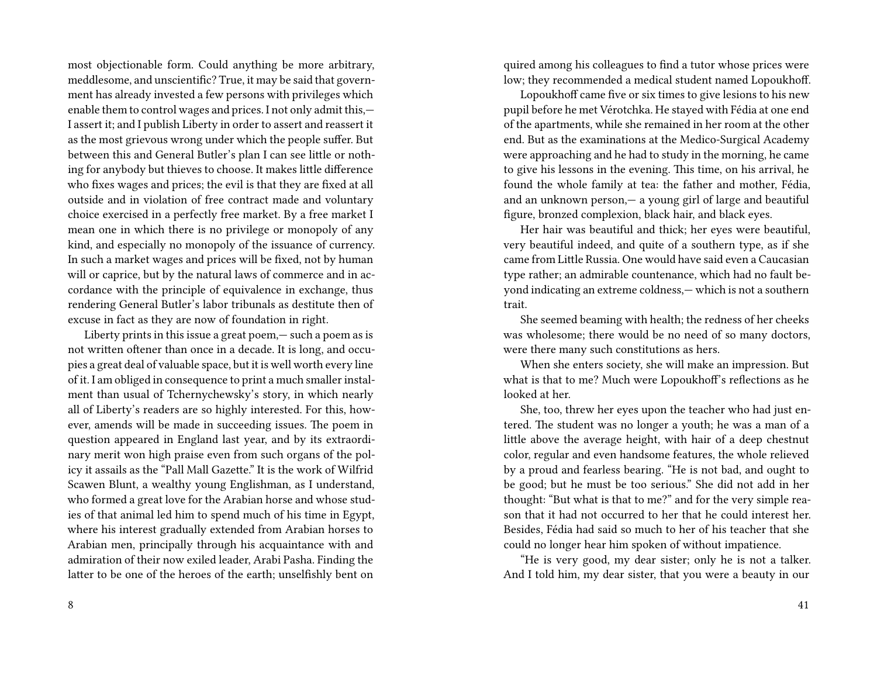most objectionable form. Could anything be more arbitrary, meddlesome, and unscientific? True, it may be said that government has already invested a few persons with privileges which enable them to control wages and prices. I not only admit this,— I assert it; and I publish Liberty in order to assert and reassert it as the most grievous wrong under which the people suffer. But between this and General Butler's plan I can see little or nothing for anybody but thieves to choose. It makes little difference who fixes wages and prices; the evil is that they are fixed at all outside and in violation of free contract made and voluntary choice exercised in a perfectly free market. By a free market I mean one in which there is no privilege or monopoly of any kind, and especially no monopoly of the issuance of currency. In such a market wages and prices will be fixed, not by human will or caprice, but by the natural laws of commerce and in accordance with the principle of equivalence in exchange, thus rendering General Butler's labor tribunals as destitute then of excuse in fact as they are now of foundation in right.

Liberty prints in this issue a great poem,— such a poem as is not written oftener than once in a decade. It is long, and occupies a great deal of valuable space, but it is well worth every line of it. I am obliged in consequence to print a much smaller instalment than usual of Tchernychewsky's story, in which nearly all of Liberty's readers are so highly interested. For this, however, amends will be made in succeeding issues. The poem in question appeared in England last year, and by its extraordinary merit won high praise even from such organs of the policy it assails as the "Pall Mall Gazette." It is the work of Wilfrid Scawen Blunt, a wealthy young Englishman, as I understand, who formed a great love for the Arabian horse and whose studies of that animal led him to spend much of his time in Egypt, where his interest gradually extended from Arabian horses to Arabian men, principally through his acquaintance with and admiration of their now exiled leader, Arabi Pasha. Finding the latter to be one of the heroes of the earth; unselfishly bent on

quired among his colleagues to find a tutor whose prices were low; they recommended a medical student named Lopoukhoff.

Lopoukhoff came five or six times to give lesions to his new pupil before he met Vérotchka. He stayed with Fédia at one end of the apartments, while she remained in her room at the other end. But as the examinations at the Medico-Surgical Academy were approaching and he had to study in the morning, he came to give his lessons in the evening. This time, on his arrival, he found the whole family at tea: the father and mother, Fédia, and an unknown person,— a young girl of large and beautiful figure, bronzed complexion, black hair, and black eyes.

Her hair was beautiful and thick; her eyes were beautiful, very beautiful indeed, and quite of a southern type, as if she came from Little Russia. One would have said even a Caucasian type rather; an admirable countenance, which had no fault beyond indicating an extreme coldness,— which is not a southern trait.

She seemed beaming with health; the redness of her cheeks was wholesome; there would be no need of so many doctors, were there many such constitutions as hers.

When she enters society, she will make an impression. But what is that to me? Much were Lopoukhoff's reflections as he looked at her.

She, too, threw her eyes upon the teacher who had just entered. The student was no longer a youth; he was a man of a little above the average height, with hair of a deep chestnut color, regular and even handsome features, the whole relieved by a proud and fearless bearing. "He is not bad, and ought to be good; but he must be too serious." She did not add in her thought: "But what is that to me?" and for the very simple reason that it had not occurred to her that he could interest her. Besides, Fédia had said so much to her of his teacher that she could no longer hear him spoken of without impatience.

"He is very good, my dear sister; only he is not a talker. And I told him, my dear sister, that you were a beauty in our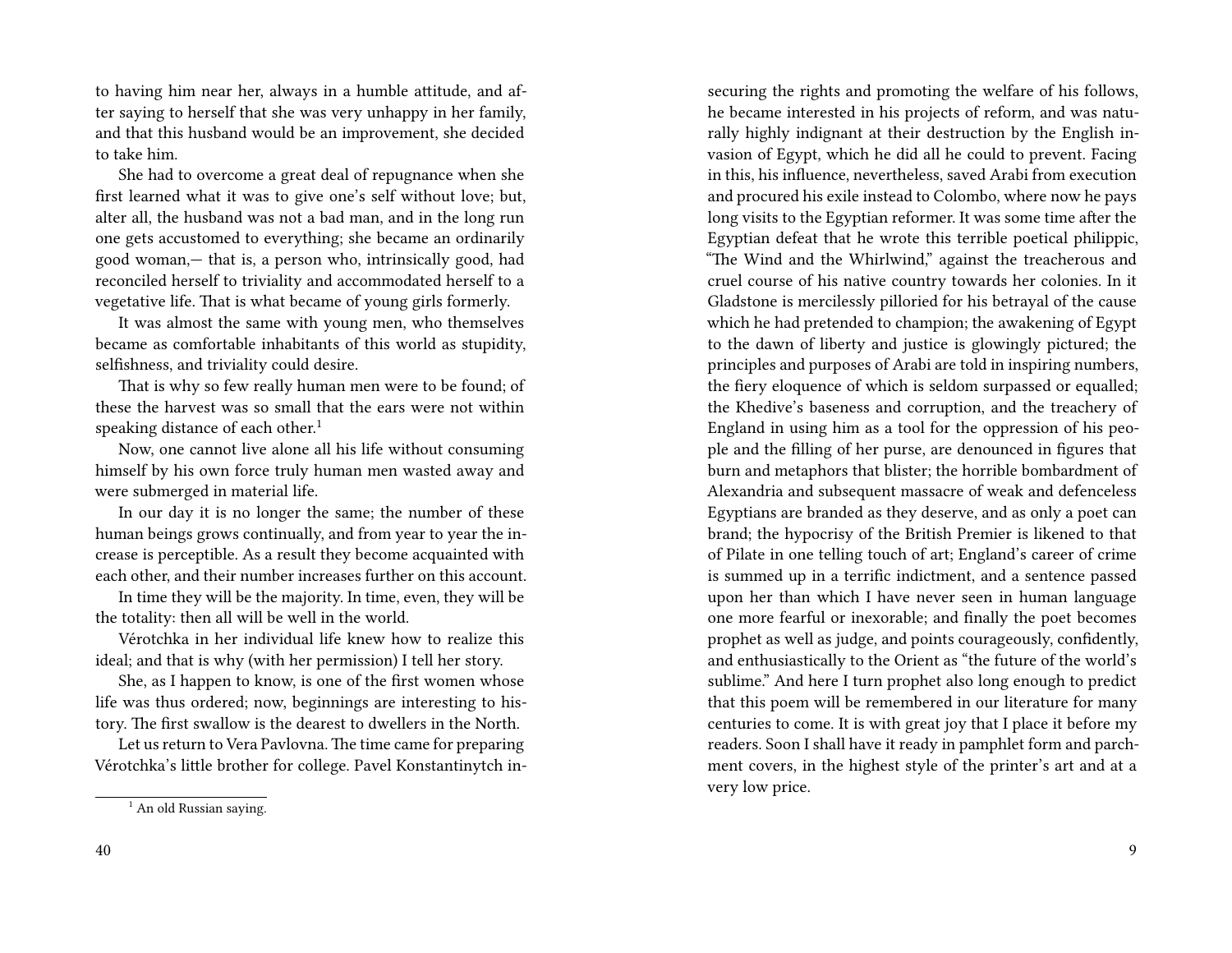to having him near her, always in a humble attitude, and after saying to herself that she was very unhappy in her family, and that this husband would be an improvement, she decided to take him.

She had to overcome a great deal of repugnance when she first learned what it was to give one's self without love; but, alter all, the husband was not a bad man, and in the long run one gets accustomed to everything; she became an ordinarily good woman,— that is, a person who, intrinsically good, had reconciled herself to triviality and accommodated herself to a vegetative life. That is what became of young girls formerly.

It was almost the same with young men, who themselves became as comfortable inhabitants of this world as stupidity, selfishness, and triviality could desire.

That is why so few really human men were to be found; of these the harvest was so small that the ears were not within speaking distance of each other.[1]

Now, one cannot live alone all his life without consuming himself by his own force truly human men wasted away and were submerged in material life.

In our day it is no longer the same; the number of these human beings grows continually, and from year to year the increase is perceptible. As a result they become acquainted with each other, and their number increases further on this account.

In time they will be the majority. In time, even, they will be the totality: then all will be well in the world.

Vérotchka in her individual life knew how to realize this ideal; and that is why (with her permission) I tell her story.

She, as I happen to know, is one of the first women whose life was thus ordered; now, beginnings are interesting to history. The first swallow is the dearest to dwellers in the North.

Let us return to Vera Pavlovna. The time came for preparing Vérotchka's little brother for college. Pavel Konstantinytch in-

[1] An old Russian saying.

securing the rights and promoting the welfare of his follows, he became interested in his projects of reform, and was naturally highly indignant at their destruction by the English invasion of Egypt, which he did all he could to prevent. Facing in this, his influence, nevertheless, saved Arabi from execution and procured his exile instead to Colombo, where now he pays long visits to the Egyptian reformer. It was some time after the Egyptian defeat that he wrote this terrible poetical philippic, "The Wind and the Whirlwind," against the treacherous and cruel course of his native country towards her colonies. In it Gladstone is mercilessly pilloried for his betrayal of the cause which he had pretended to champion; the awakening of Egypt to the dawn of liberty and justice is glowingly pictured; the principles and purposes of Arabi are told in inspiring numbers, the fiery eloquence of which is seldom surpassed or equalled; the Khedive's baseness and corruption, and the treachery of England in using him as a tool for the oppression of his people and the filling of her purse, are denounced in figures that burn and metaphors that blister; the horrible bombardment of Alexandria and subsequent massacre of weak and defenceless Egyptians are branded as they deserve, and as only a poet can brand; the hypocrisy of the British Premier is likened to that of Pilate in one telling touch of art; England's career of crime is summed up in a terrific indictment, and a sentence passed upon her than which I have never seen in human language one more fearful or inexorable; and finally the poet becomes prophet as well as judge, and points courageously, confidently, and enthusiastically to the Orient as "the future of the world's sublime." And here I turn prophet also long enough to predict that this poem will be remembered in our literature for many centuries to come. It is with great joy that I place it before my readers. Soon I shall have it ready in pamphlet form and parchment covers, in the highest style of the printer's art and at a very low price.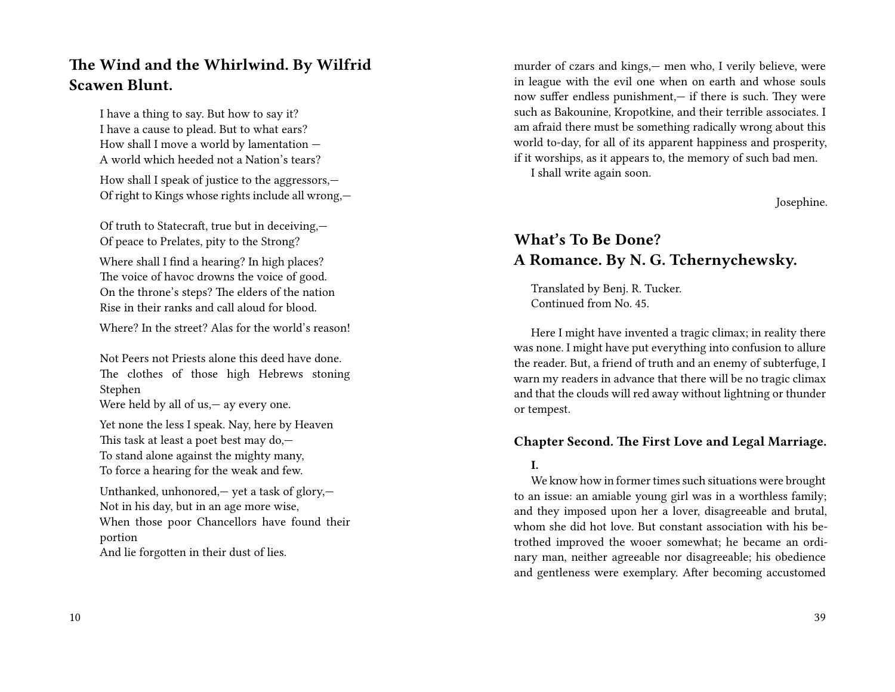## The Wind and the Whirlwind. By Wilfrid Scawen Blunt.

I have a thing to say. But how to say it?
I have a cause to plead. But to what ears?
How shall I move a world by lamentation —
A world which heeded not a Nation's tears?

How shall I speak of justice to the aggressors,—
Of right to Kings whose rights include all wrong,—

Of truth to Statecraft, true but in deceiving,—
Of peace to Prelates, pity to the Strong?

Where shall I find a hearing? In high places?
The voice of havoc drowns the voice of good.
On the throne's steps? The elders of the nation
Rise in their ranks and call aloud for blood.

Where? In the street? Alas for the world's reason!

Not Peers not Priests alone this deed have done.
The clothes of those high Hebrews stoning Stephen
Were held by all of us,— ay every one.

Yet none the less I speak. Nay, here by Heaven
This task at least a poet best may do,—
To stand alone against the mighty many,
To force a hearing for the weak and few.

Unthanked, unhonored,— yet a task of glory,—
Not in his day, but in an age more wise,
When those poor Chancellors have found their portion
And lie forgotten in their dust of lies.

murder of czars and kings,— men who, I verily believe, were in league with the evil one when on earth and whose souls now suffer endless punishment,— if there is such. They were such as Bakounine, Kropotkine, and their terrible associates. I am afraid there must be something radically wrong about this world to-day, for all of its apparent happiness and prosperity, if it worships, as it appears to, the memory of such bad men.

I shall write again soon.

Josephine.

## What's To Be Done? A Romance. By N. G. Tchernychewsky.

Translated by Benj. R. Tucker.
Continued from No. 45.

Here I might have invented a tragic climax; in reality there was none. I might have put everything into confusion to allure the reader. But, a friend of truth and an enemy of subterfuge, I warn my readers in advance that there will be no tragic climax and that the clouds will red away without lightning or thunder or tempest.

### Chapter Second. The First Love and Legal Marriage.

**I.**

We know how in former times such situations were brought to an issue: an amiable young girl was in a worthless family; and they imposed upon her a lover, disagreeable and brutal, whom she did hot love. But constant association with his betrothed improved the wooer somewhat; he became an ordinary man, neither agreeable nor disagreeable; his obedience and gentleness were exemplary. After becoming accustomed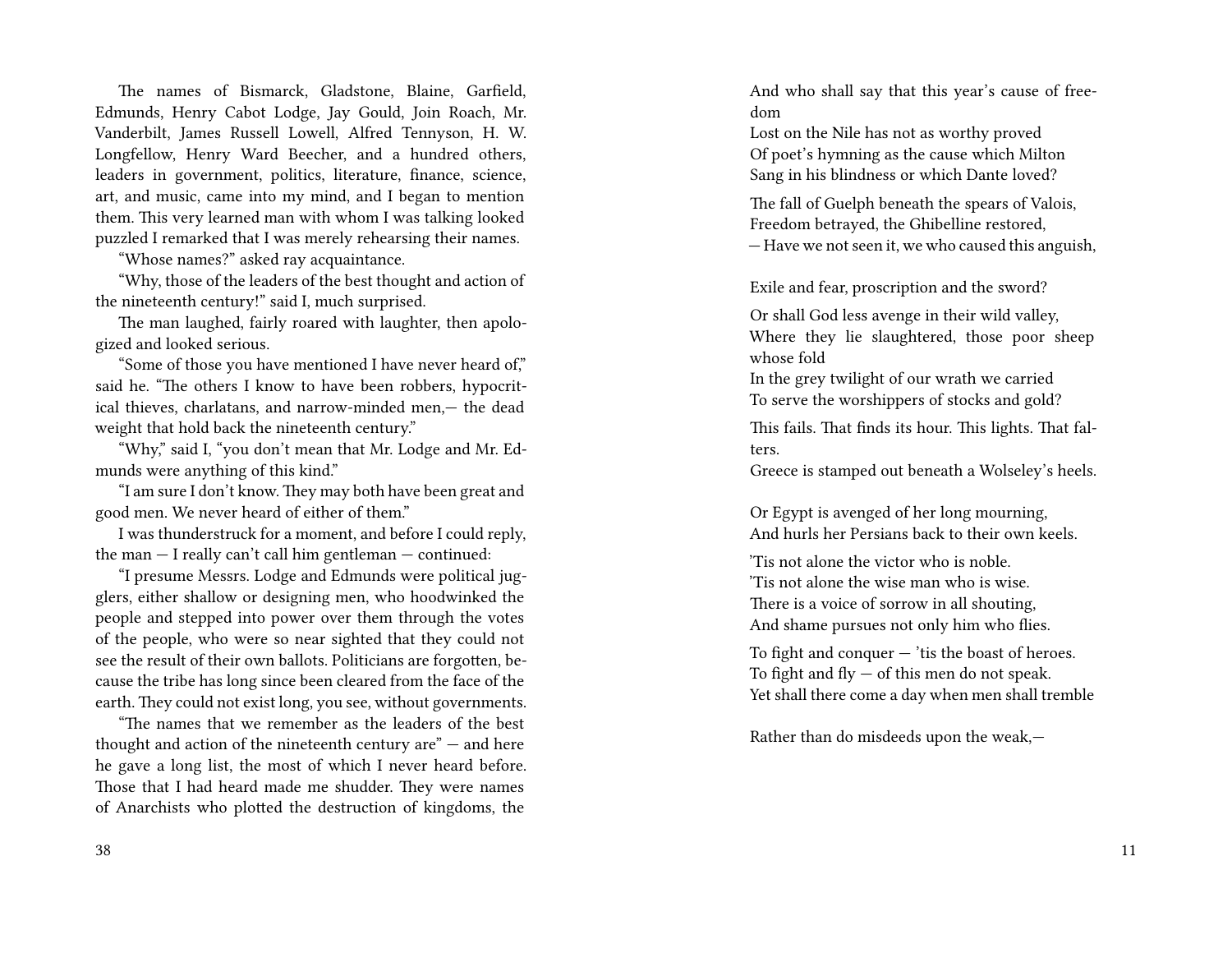The names of Bismarck, Gladstone, Blaine, Garfield, Edmunds, Henry Cabot Lodge, Jay Gould, Join Roach, Mr. Vanderbilt, James Russell Lowell, Alfred Tennyson, H. W. Longfellow, Henry Ward Beecher, and a hundred others, leaders in government, politics, literature, finance, science, art, and music, came into my mind, and I began to mention them. This very learned man with whom I was talking looked puzzled I remarked that I was merely rehearsing their names.

"Whose names?" asked ray acquaintance.

"Why, those of the leaders of the best thought and action of the nineteenth century!" said I, much surprised.

The man laughed, fairly roared with laughter, then apologized and looked serious.

"Some of those you have mentioned I have never heard of," said he. "The others I know to have been robbers, hypocritical thieves, charlatans, and narrow-minded men,— the dead weight that hold back the nineteenth century."

"Why," said I, "you don't mean that Mr. Lodge and Mr. Edmunds were anything of this kind."

"I am sure I don't know. They may both have been great and good men. We never heard of either of them."

I was thunderstruck for a moment, and before I could reply, the man — I really can't call him gentleman — continued:

"I presume Messrs. Lodge and Edmunds were political jugglers, either shallow or designing men, who hoodwinked the people and stepped into power over them through the votes of the people, who were so near sighted that they could not see the result of their own ballots. Politicians are forgotten, because the tribe has long since been cleared from the face of the earth. They could not exist long, you see, without governments.

"The names that we remember as the leaders of the best thought and action of the nineteenth century are" — and here he gave a long list, the most of which I never heard before. Those that I had heard made me shudder. They were names of Anarchists who plotted the destruction of kingdoms, the

And who shall say that this year's cause of freedom
Lost on the Nile has not as worthy proved
Of poet's hymning as the cause which Milton
Sang in his blindness or which Dante loved?

The fall of Guelph beneath the spears of Valois,
Freedom betrayed, the Ghibelline restored,
— Have we not seen it, we who caused this anguish,

Exile and fear, proscription and the sword?

Or shall God less avenge in their wild valley,
Where they lie slaughtered, those poor sheep whose fold
In the grey twilight of our wrath we carried
To serve the worshippers of stocks and gold?

This fails. That finds its hour. This lights. That falters.
Greece is stamped out beneath a Wolseley's heels.

Or Egypt is avenged of her long mourning,
And hurls her Persians back to their own keels.

'Tis not alone the victor who is noble.
'Tis not alone the wise man who is wise.
There is a voice of sorrow in all shouting,
And shame pursues not only him who flies.

To fight and conquer — 'tis the boast of heroes.
To fight and fly — of this men do not speak.
Yet shall there come a day when men shall tremble

Rather than do misdeeds upon the weak,—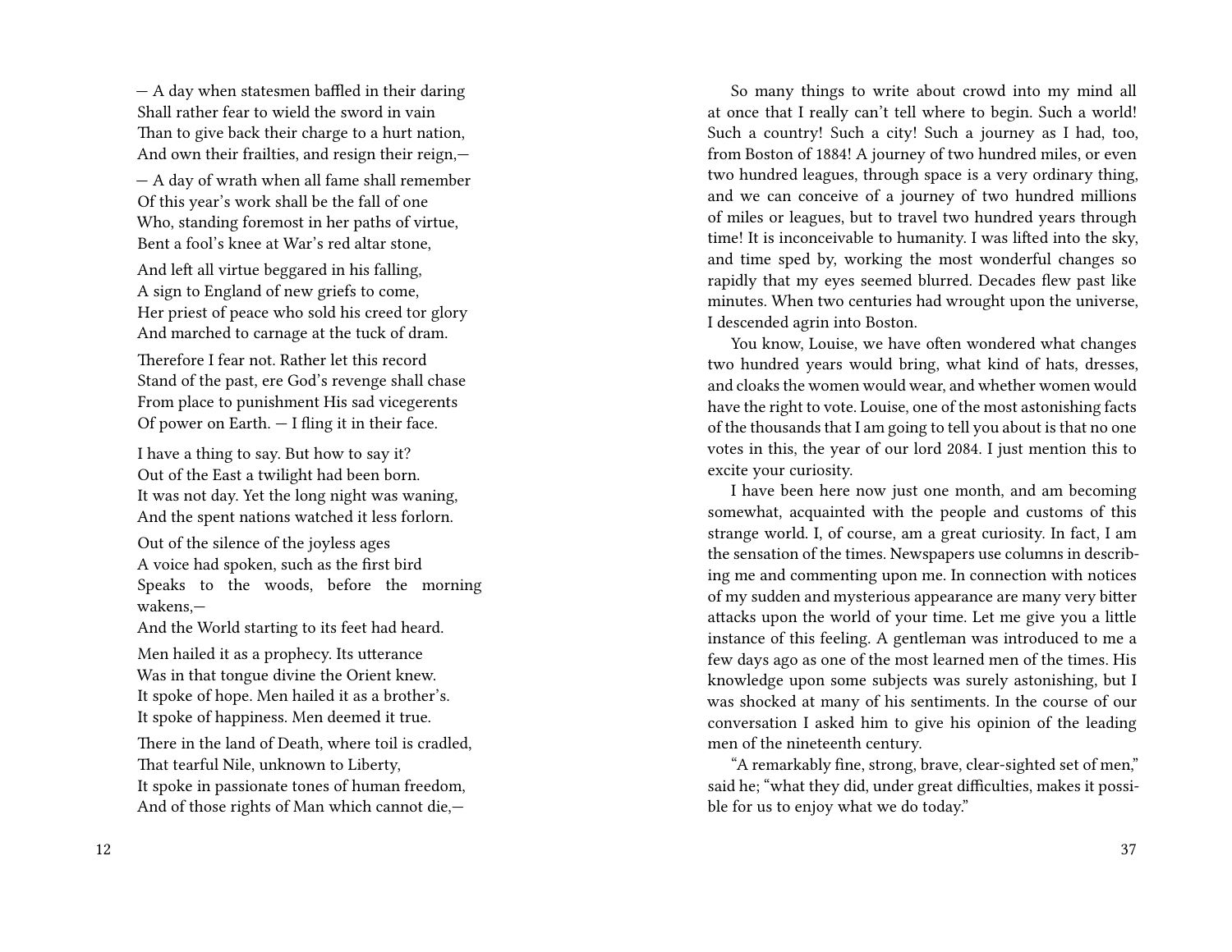— A day when statesmen baffled in their daring
Shall rather fear to wield the sword in vain
Than to give back their charge to a hurt nation,
And own their frailties, and resign their reign,—

— A day of wrath when all fame shall remember
Of this year's work shall be the fall of one
Who, standing foremost in her paths of virtue,
Bent a fool's knee at War's red altar stone,

And left all virtue beggared in his falling,
A sign to England of new griefs to come,
Her priest of peace who sold his creed tor glory
And marched to carnage at the tuck of dram.

Therefore I fear not. Rather let this record
Stand of the past, ere God's revenge shall chase
From place to punishment His sad vicegerents
Of power on Earth. — I fling it in their face.

I have a thing to say. But how to say it?
Out of the East a twilight had been born.
It was not day. Yet the long night was waning,
And the spent nations watched it less forlorn.

Out of the silence of the joyless ages
A voice had spoken, such as the first bird
Speaks to the woods, before the morning wakens,—
And the World starting to its feet had heard.

Men hailed it as a prophecy. Its utterance
Was in that tongue divine the Orient knew.
It spoke of hope. Men hailed it as a brother's.
It spoke of happiness. Men deemed it true.

There in the land of Death, where toil is cradled,
That tearful Nile, unknown to Liberty,
It spoke in passionate tones of human freedom,
And of those rights of Man which cannot die,—

So many things to write about crowd into my mind all at once that I really can't tell where to begin. Such a world! Such a country! Such a city! Such a journey as I had, too, from Boston of 1884! A journey of two hundred miles, or even two hundred leagues, through space is a very ordinary thing, and we can conceive of a journey of two hundred millions of miles or leagues, but to travel two hundred years through time! It is inconceivable to humanity. I was lifted into the sky, and time sped by, working the most wonderful changes so rapidly that my eyes seemed blurred. Decades flew past like minutes. When two centuries had wrought upon the universe, I descended agrin into Boston.

You know, Louise, we have often wondered what changes two hundred years would bring, what kind of hats, dresses, and cloaks the women would wear, and whether women would have the right to vote. Louise, one of the most astonishing facts of the thousands that I am going to tell you about is that no one votes in this, the year of our lord 2084. I just mention this to excite your curiosity.

I have been here now just one month, and am becoming somewhat, acquainted with the people and customs of this strange world. I, of course, am a great curiosity. In fact, I am the sensation of the times. Newspapers use columns in describing me and commenting upon me. In connection with notices of my sudden and mysterious appearance are many very bitter attacks upon the world of your time. Let me give you a little instance of this feeling. A gentleman was introduced to me a few days ago as one of the most learned men of the times. His knowledge upon some subjects was surely astonishing, but I was shocked at many of his sentiments. In the course of our conversation I asked him to give his opinion of the leading men of the nineteenth century.

"A remarkably fine, strong, brave, clear-sighted set of men," said he; "what they did, under great difficulties, makes it possible for us to enjoy what we do today."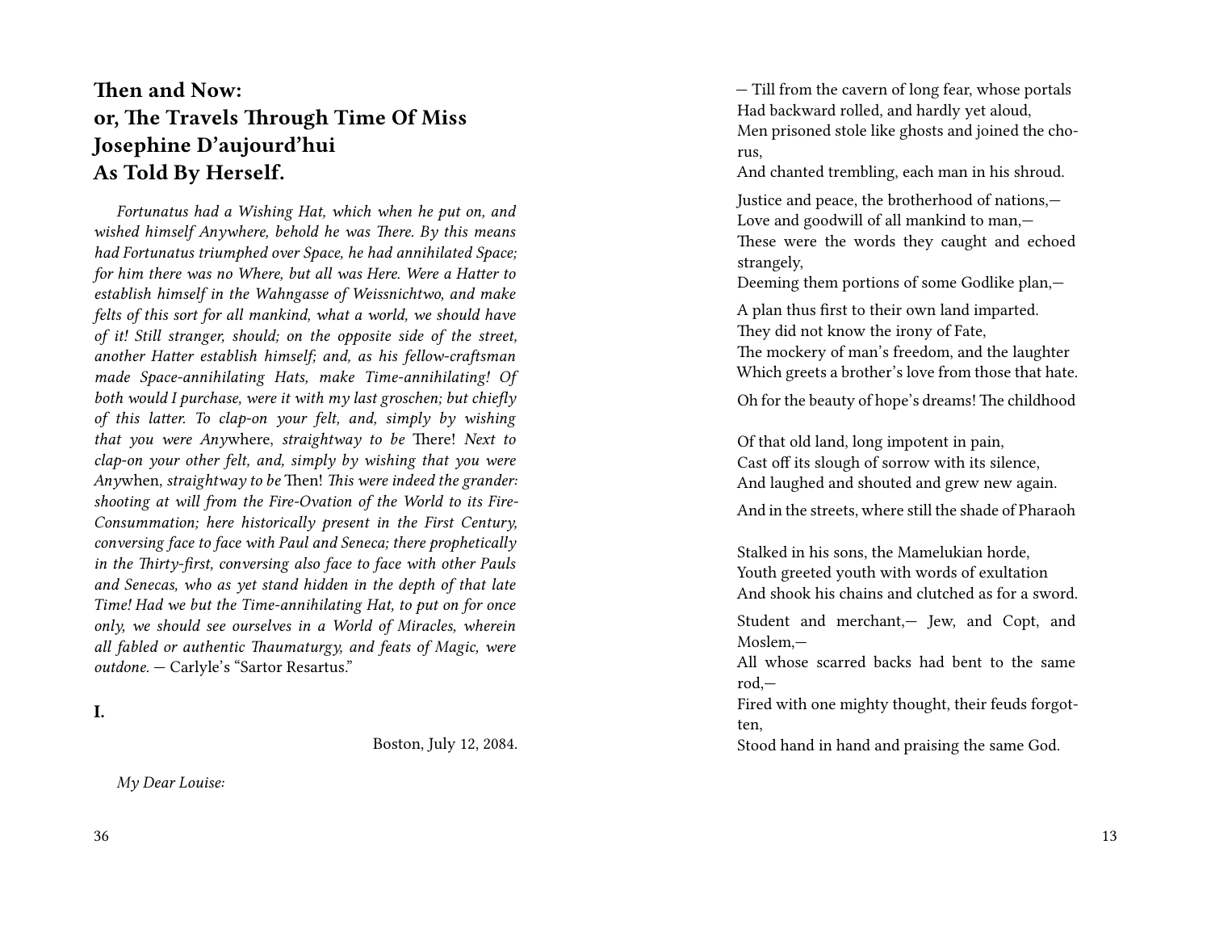# Then and Now: or, The Travels Through Time Of Miss Josephine D'aujourd'hui As Told By Herself.

*Fortunatus had a Wishing Hat, which when he put on, and wished himself Anywhere, behold he was There. By this means had Fortunatus triumphed over Space, he had annihilated Space; for him there was no Where, but all was Here. Were a Hatter to establish himself in the Wahngasse of Weissnichtwo, and make felts of this sort for all mankind, what a world, we should have of it! Still stranger, should; on the opposite side of the street, another Hatter establish himself; and, as his fellow-craftsman made Space-annihilating Hats, make Time-annihilating! Of both would I purchase, were it with my last groschen; but chiefly of this latter. To clap-on your felt, and, simply by wishing that you were Any*where, *straightway to be* There! *Next to clap-on your other felt, and, simply by wishing that you were Any*when, *straightway to be* Then! *This were indeed the grander: shooting at will from the Fire-Ovation of the World to its Fire-Consummation; here historically present in the First Century, conversing face to face with Paul and Seneca; there prophetically in the Thirty-first, conversing also face to face with other Pauls and Senecas, who as yet stand hidden in the depth of that late Time! Had we but the Time-annihilating Hat, to put on for once only, we should see ourselves in a World of Miracles, wherein all fabled or authentic Thaumaturgy, and feats of Magic, were outdone.* — Carlyle's "Sartor Resartus."

## I.

Boston, July 12, 2084.

*My Dear Louise:*

— Till from the cavern of long fear, whose portals
Had backward rolled, and hardly yet aloud,
Men prisoned stole like ghosts and joined the chorus,
And chanted trembling, each man in his shroud.

Justice and peace, the brotherhood of nations,—
Love and goodwill of all mankind to man,—
These were the words they caught and echoed strangely,
Deeming them portions of some Godlike plan,—

A plan thus first to their own land imparted.
They did not know the irony of Fate,
The mockery of man's freedom, and the laughter
Which greets a brother's love from those that hate.

Oh for the beauty of hope's dreams! The childhood

Of that old land, long impotent in pain,
Cast off its slough of sorrow with its silence,
And laughed and shouted and grew new again.

And in the streets, where still the shade of Pharaoh

Stalked in his sons, the Mamelukian horde,
Youth greeted youth with words of exultation
And shook his chains and clutched as for a sword.

Student and merchant,— Jew, and Copt, and Moslem,—
All whose scarred backs had bent to the same rod,—
Fired with one mighty thought, their feuds forgotten,
Stood hand in hand and praising the same God.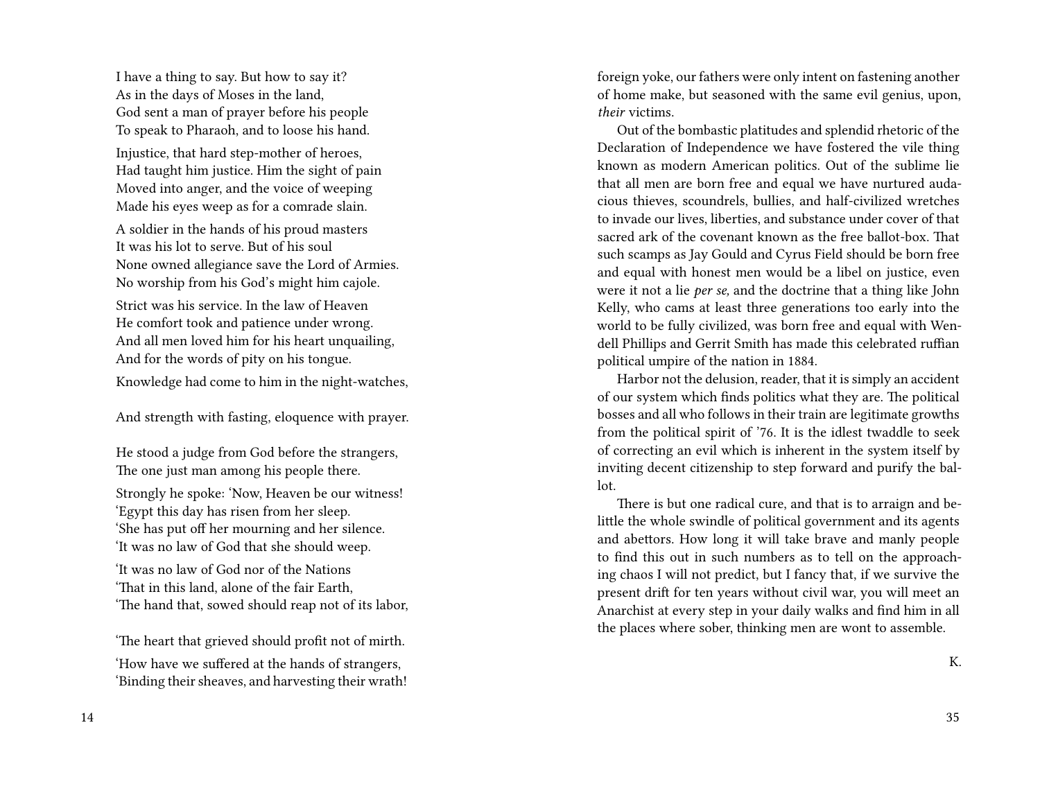I have a thing to say. But how to say it?
As in the days of Moses in the land,
God sent a man of prayer before his people
To speak to Pharaoh, and to loose his hand.

Injustice, that hard step-mother of heroes,
Had taught him justice. Him the sight of pain
Moved into anger, and the voice of weeping
Made his eyes weep as for a comrade slain.

A soldier in the hands of his proud masters
It was his lot to serve. But of his soul
None owned allegiance save the Lord of Armies.
No worship from his God's might him cajole.

Strict was his service. In the law of Heaven
He comfort took and patience under wrong.
And all men loved him for his heart unquailing,
And for the words of pity on his tongue.

Knowledge had come to him in the night-watches,

And strength with fasting, eloquence with prayer.

He stood a judge from God before the strangers,
The one just man among his people there.

Strongly he spoke: 'Now, Heaven be our witness!
'Egypt this day has risen from her sleep.
'She has put off her mourning and her silence.
'It was no law of God that she should weep.

'It was no law of God nor of the Nations
'That in this land, alone of the fair Earth,
'The hand that, sowed should reap not of its labor,

'The heart that grieved should profit not of mirth.

'How have we suffered at the hands of strangers,
'Binding their sheaves, and harvesting their wrath!

foreign yoke, our fathers were only intent on fastening another of home make, but seasoned with the same evil genius, upon, *their* victims.

Out of the bombastic platitudes and splendid rhetoric of the Declaration of Independence we have fostered the vile thing known as modern American politics. Out of the sublime lie that all men are born free and equal we have nurtured audacious thieves, scoundrels, bullies, and half-civilized wretches to invade our lives, liberties, and substance under cover of that sacred ark of the covenant known as the free ballot-box. That such scamps as Jay Gould and Cyrus Field should be born free and equal with honest men would be a libel on justice, even were it not a lie *per se,* and the doctrine that a thing like John Kelly, who cams at least three generations too early into the world to be fully civilized, was born free and equal with Wendell Phillips and Gerrit Smith has made this celebrated ruffian political umpire of the nation in 1884.

Harbor not the delusion, reader, that it is simply an accident of our system which finds politics what they are. The political bosses and all who follows in their train are legitimate growths from the political spirit of '76. It is the idlest twaddle to seek of correcting an evil which is inherent in the system itself by inviting decent citizenship to step forward and purify the ballot.

There is but one radical cure, and that is to arraign and belittle the whole swindle of political government and its agents and abettors. How long it will take brave and manly people to find this out in such numbers as to tell on the approaching chaos I will not predict, but I fancy that, if we survive the present drift for ten years without civil war, you will meet an Anarchist at every step in your daily walks and find him in all the places where sober, thinking men are wont to assemble.

K.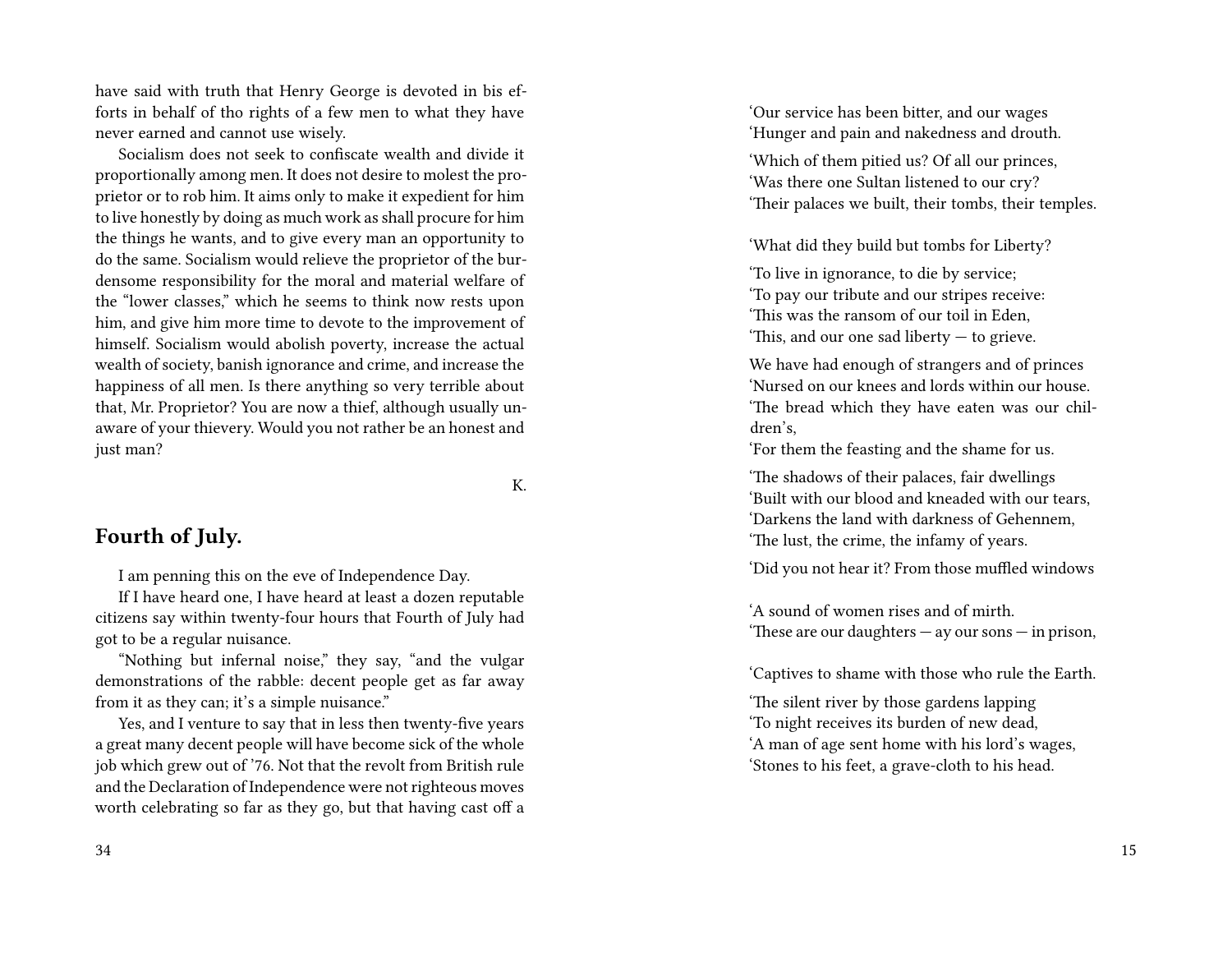have said with truth that Henry George is devoted in bis efforts in behalf of tho rights of a few men to what they have never earned and cannot use wisely.

Socialism does not seek to confiscate wealth and divide it proportionally among men. It does not desire to molest the proprietor or to rob him. It aims only to make it expedient for him to live honestly by doing as much work as shall procure for him the things he wants, and to give every man an opportunity to do the same. Socialism would relieve the proprietor of the burdensome responsibility for the moral and material welfare of the "lower classes," which he seems to think now rests upon him, and give him more time to devote to the improvement of himself. Socialism would abolish poverty, increase the actual wealth of society, banish ignorance and crime, and increase the happiness of all men. Is there anything so very terrible about that, Mr. Proprietor? You are now a thief, although usually unaware of your thievery. Would you not rather be an honest and just man?

K.

## Fourth of July.

I am penning this on the eve of Independence Day.

If I have heard one, I have heard at least a dozen reputable citizens say within twenty-four hours that Fourth of July had got to be a regular nuisance.

"Nothing but infernal noise," they say, "and the vulgar demonstrations of the rabble: decent people get as far away from it as they can; it's a simple nuisance."

Yes, and I venture to say that in less then twenty-five years a great many decent people will have become sick of the whole job which grew out of '76. Not that the revolt from British rule and the Declaration of Independence were not righteous moves worth celebrating so far as they go, but that having cast off a

'Our service has been bitter, and our wages
'Hunger and pain and nakedness and drouth.

'Which of them pitied us? Of all our princes,
'Was there one Sultan listened to our cry?
'Their palaces we built, their tombs, their temples.

'What did they build but tombs for Liberty?

'To live in ignorance, to die by service;
'To pay our tribute and our stripes receive:
'This was the ransom of our toil in Eden,
'This, and our one sad liberty — to grieve.

We have had enough of strangers and of princes
'Nursed on our knees and lords within our house.
'The bread which they have eaten was our children's,
'For them the feasting and the shame for us.

'The shadows of their palaces, fair dwellings
'Built with our blood and kneaded with our tears,
'Darkens the land with darkness of Gehennem,
'The lust, the crime, the infamy of years.

'Did you not hear it? From those muffled windows

'A sound of women rises and of mirth.
'These are our daughters — ay our sons — in prison,

'Captives to shame with those who rule the Earth.

'The silent river by those gardens lapping
'To night receives its burden of new dead,
'A man of age sent home with his lord's wages,
'Stones to his feet, a grave-cloth to his head.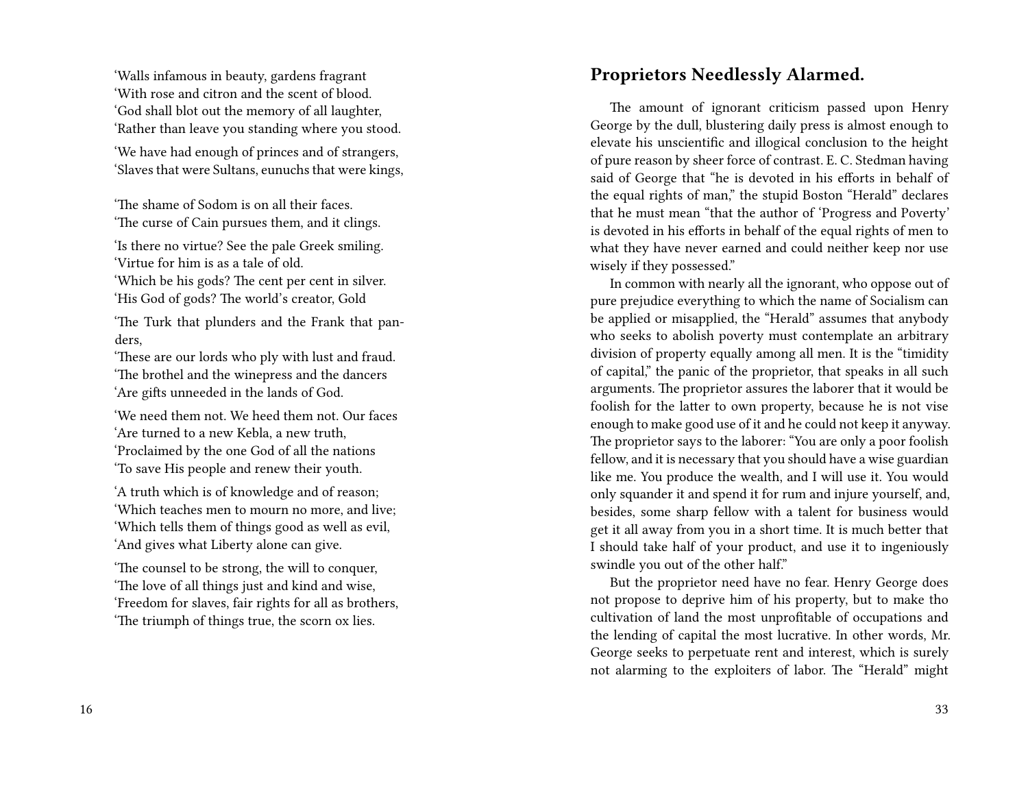'Walls infamous in beauty, gardens fragrant
'With rose and citron and the scent of blood.
'God shall blot out the memory of all laughter,
'Rather than leave you standing where you stood.

'We have had enough of princes and of strangers,
'Slaves that were Sultans, eunuchs that were kings,

'The shame of Sodom is on all their faces.
'The curse of Cain pursues them, and it clings.

'Is there no virtue? See the pale Greek smiling.
'Virtue for him is as a tale of old.
'Which be his gods? The cent per cent in silver.
'His God of gods? The world's creator, Gold

'The Turk that plunders and the Frank that panders,
'These are our lords who ply with lust and fraud.
'The brothel and the winepress and the dancers
'Are gifts unneeded in the lands of God.

'We need them not. We heed them not. Our faces
'Are turned to a new Kebla, a new truth,
'Proclaimed by the one God of all the nations
'To save His people and renew their youth.

'A truth which is of knowledge and of reason;
'Which teaches men to mourn no more, and live;
'Which tells them of things good as well as evil,
'And gives what Liberty alone can give.

'The counsel to be strong, the will to conquer,
'The love of all things just and kind and wise,
'Freedom for slaves, fair rights for all as brothers,
'The triumph of things true, the scorn ox lies.

## Proprietors Needlessly Alarmed.

The amount of ignorant criticism passed upon Henry George by the dull, blustering daily press is almost enough to elevate his unscientific and illogical conclusion to the height of pure reason by sheer force of contrast. E. C. Stedman having said of George that "he is devoted in his efforts in behalf of the equal rights of man," the stupid Boston "Herald" declares that he must mean "that the author of 'Progress and Poverty' is devoted in his efforts in behalf of the equal rights of men to what they have never earned and could neither keep nor use wisely if they possessed."

In common with nearly all the ignorant, who oppose out of pure prejudice everything to which the name of Socialism can be applied or misapplied, the "Herald" assumes that anybody who seeks to abolish poverty must contemplate an arbitrary division of property equally among all men. It is the "timidity of capital," the panic of the proprietor, that speaks in all such arguments. The proprietor assures the laborer that it would be foolish for the latter to own property, because he is not vise enough to make good use of it and he could not keep it anyway. The proprietor says to the laborer: "You are only a poor foolish fellow, and it is necessary that you should have a wise guardian like me. You produce the wealth, and I will use it. You would only squander it and spend it for rum and injure yourself, and, besides, some sharp fellow with a talent for business would get it all away from you in a short time. It is much better that I should take half of your product, and use it to ingeniously swindle you out of the other half."

But the proprietor need have no fear. Henry George does not propose to deprive him of his property, but to make tho cultivation of land the most unprofitable of occupations and the lending of capital the most lucrative. In other words, Mr. George seeks to perpetuate rent and interest, which is surely not alarming to the exploiters of labor. The "Herald" might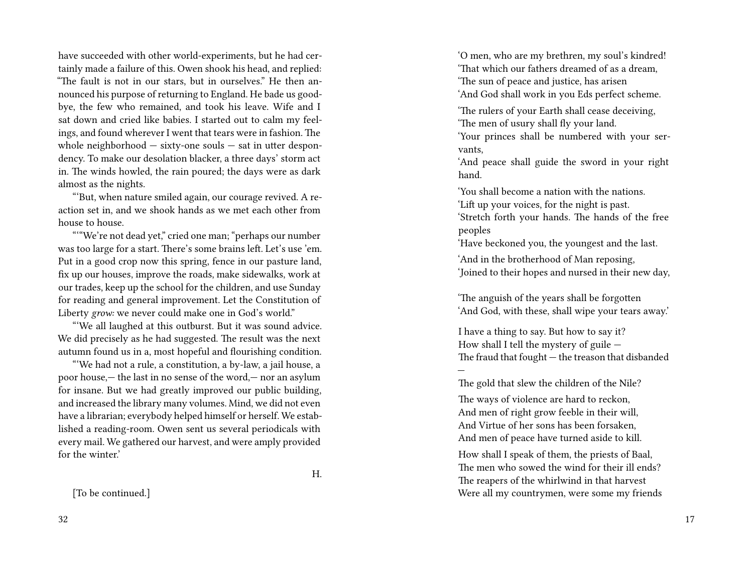have succeeded with other world-experiments, but he had certainly made a failure of this. Owen shook his head, and replied: "The fault is not in our stars, but in ourselves." He then announced his purpose of returning to England. He bade us good-bye, the few who remained, and took his leave. Wife and I sat down and cried like babies. I started out to calm my feelings, and found wherever I went that tears were in fashion. The whole neighborhood — sixty-one souls — sat in utter despondency. To make our desolation blacker, a three days' storm act in. The winds howled, the rain poured; the days were as dark almost as the nights.

"'But, when nature smiled again, our courage revived. A reaction set in, and we shook hands as we met each other from house to house.

"'"We're not dead yet," cried one man; "perhaps our number was too large for a start. There's some brains left. Let's use 'em. Put in a good crop now this spring, fence in our pasture land, fix up our houses, improve the roads, make sidewalks, work at our trades, keep up the school for the children, and use Sunday for reading and general improvement. Let the Constitution of Liberty *grow:* we never could make one in God's world."

"'We all laughed at this outburst. But it was sound advice. We did precisely as he had suggested. The result was the next autumn found us in a, most hopeful and flourishing condition.

"'We had not a rule, a constitution, a by-law, a jail house, a poor house,— the last in no sense of the word,— nor an asylum for insane. But we had greatly improved our public building, and increased the library many volumes. Mind, we did not even have a librarian; everybody helped himself or herself. We established a reading-room. Owen sent us several periodicals with every mail. We gathered our harvest, and were amply provided for the winter.'

H.

[To be continued.]

'O men, who are my brethren, my soul's kindred!
'That which our fathers dreamed of as a dream,
'The sun of peace and justice, has arisen
'And God shall work in you Eds perfect scheme.

'The rulers of your Earth shall cease deceiving,
'The men of usury shall fly your land.
'Your princes shall be numbered with your servants,
'And peace shall guide the sword in your right hand.

'You shall become a nation with the nations.
'Lift up your voices, for the night is past.
'Stretch forth your hands. The hands of the free peoples
'Have beckoned you, the youngest and the last.

'And in the brotherhood of Man reposing,
'Joined to their hopes and nursed in their new day,

'The anguish of the years shall be forgotten
'And God, with these, shall wipe your tears away.'

I have a thing to say. But how to say it?
How shall I tell the mystery of guile —
The fraud that fought — the treason that disbanded —
The gold that slew the children of the Nile?

The ways of violence are hard to reckon,
And men of right grow feeble in their will,
And Virtue of her sons has been forsaken,
And men of peace have turned aside to kill.

How shall I speak of them, the priests of Baal,
The men who sowed the wind for their ill ends?
The reapers of the whirlwind in that harvest
Were all my countrymen, were some my friends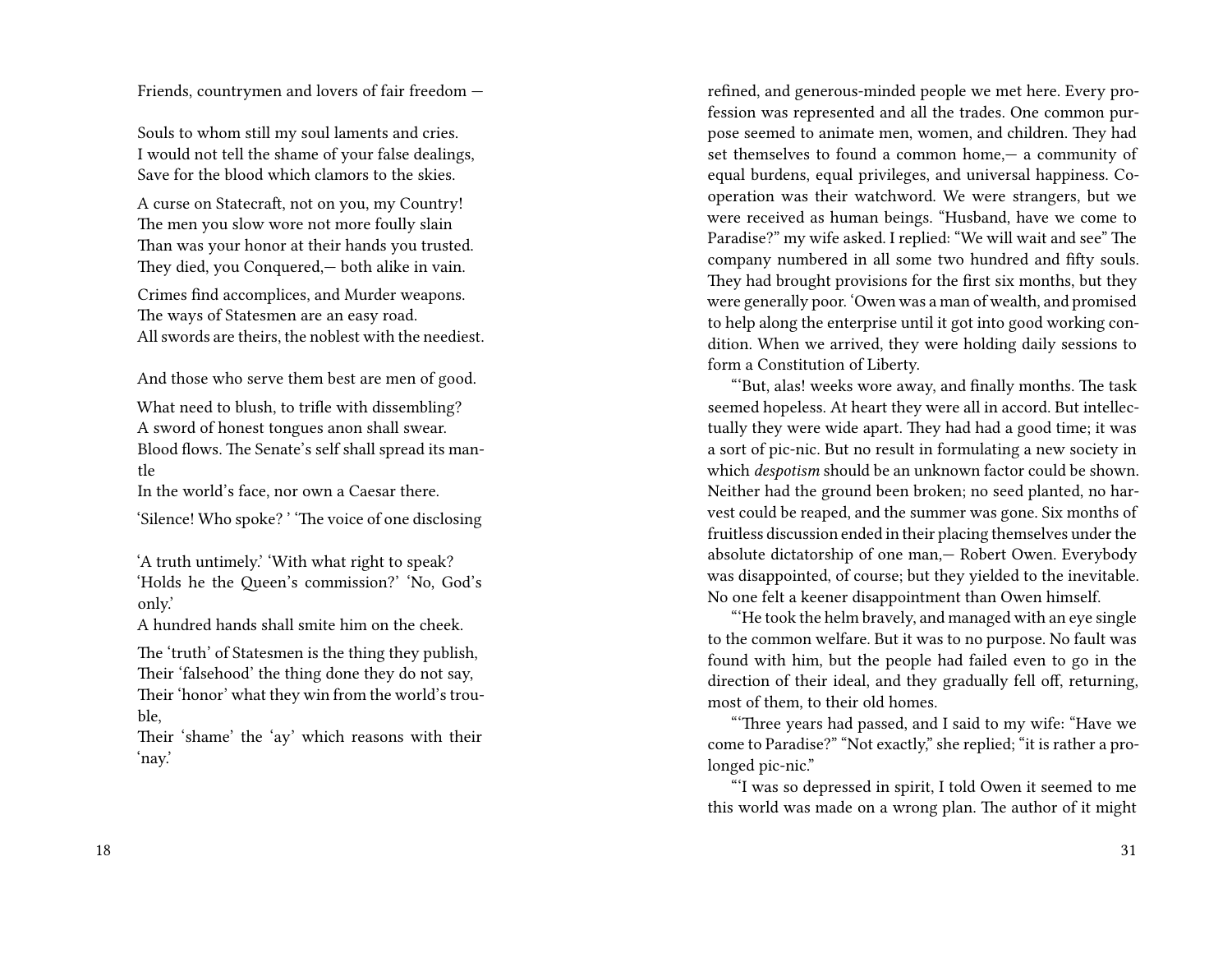Friends, countrymen and lovers of fair freedom —

Souls to whom still my soul laments and cries.
I would not tell the shame of your false dealings,
Save for the blood which clamors to the skies.

A curse on Statecraft, not on you, my Country!
The men you slow wore not more foully slain
Than was your honor at their hands you trusted.
They died, you Conquered,— both alike in vain.

Crimes find accomplices, and Murder weapons.
The ways of Statesmen are an easy road.
All swords are theirs, the noblest with the neediest.

And those who serve them best are men of good.

What need to blush, to trifle with dissembling?
A sword of honest tongues anon shall swear.
Blood flows. The Senate's self shall spread its mantle
In the world's face, nor own a Caesar there.

'Silence! Who spoke? ' 'The voice of one disclosing

'A truth untimely.' 'With what right to speak?
'Holds he the Queen's commission?' 'No, God's only.'
A hundred hands shall smite him on the cheek.

The 'truth' of Statesmen is the thing they publish,
Their 'falsehood' the thing done they do not say,
Their 'honor' what they win from the world's trouble,
Their 'shame' the 'ay' which reasons with their 'nay.'

refined, and generous-minded people we met here. Every profession was represented and all the trades. One common purpose seemed to animate men, women, and children. They had set themselves to found a common home,— a community of equal burdens, equal privileges, and universal happiness. Co-operation was their watchword. We were strangers, but we were received as human beings. "Husband, have we come to Paradise?" my wife asked. I replied: "We will wait and see" The company numbered in all some two hundred and fifty souls. They had brought provisions for the first six months, but they were generally poor. 'Owen was a man of wealth, and promised to help along the enterprise until it got into good working condition. When we arrived, they were holding daily sessions to form a Constitution of Liberty.

"'But, alas! weeks wore away, and finally months. The task seemed hopeless. At heart they were all in accord. But intellectually they were wide apart. They had had a good time; it was a sort of pic-nic. But no result in formulating a new society in which *despotism* should be an unknown factor could be shown. Neither had the ground been broken; no seed planted, no harvest could be reaped, and the summer was gone. Six months of fruitless discussion ended in their placing themselves under the absolute dictatorship of one man,— Robert Owen. Everybody was disappointed, of course; but they yielded to the inevitable. No one felt a keener disappointment than Owen himself.

"'He took the helm bravely, and managed with an eye single to the common welfare. But it was to no purpose. No fault was found with him, but the people had failed even to go in the direction of their ideal, and they gradually fell off, returning, most of them, to their old homes.

"'Three years had passed, and I said to my wife: "Have we come to Paradise?" "Not exactly," she replied; "it is rather a prolonged pic-nic."

"'I was so depressed in spirit, I told Owen it seemed to me this world was made on a wrong plan. The author of it might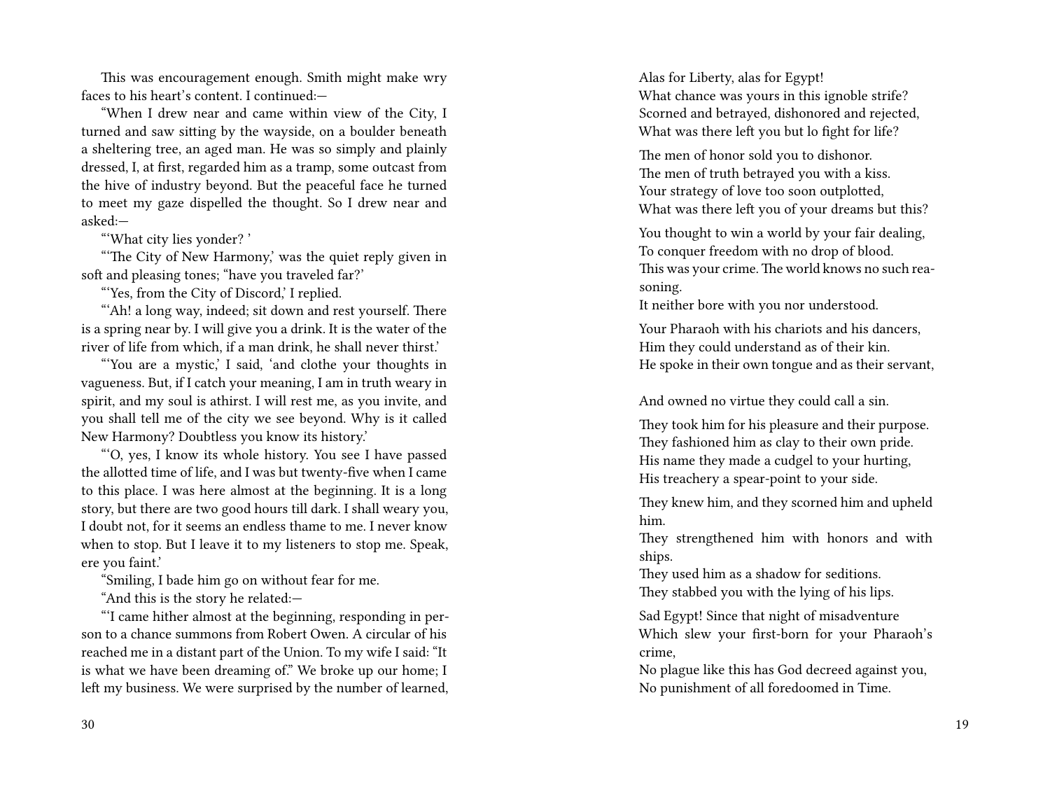This was encouragement enough. Smith might make wry faces to his heart's content. I continued:—

"When I drew near and came within view of the City, I turned and saw sitting by the wayside, on a boulder beneath a sheltering tree, an aged man. He was so simply and plainly dressed, I, at first, regarded him as a tramp, some outcast from the hive of industry beyond. But the peaceful face he turned to meet my gaze dispelled the thought. So I drew near and asked:—

"'What city lies yonder? '

"'The City of New Harmony,' was the quiet reply given in soft and pleasing tones; "have you traveled far?'

"'Yes, from the City of Discord,' I replied.

"'Ah! a long way, indeed; sit down and rest yourself. There is a spring near by. I will give you a drink. It is the water of the river of life from which, if a man drink, he shall never thirst.'

"'You are a mystic,' I said, 'and clothe your thoughts in vagueness. But, if I catch your meaning, I am in truth weary in spirit, and my soul is athirst. I will rest me, as you invite, and you shall tell me of the city we see beyond. Why is it called New Harmony? Doubtless you know its history.'

"'O, yes, I know its whole history. You see I have passed the allotted time of life, and I was but twenty-five when I came to this place. I was here almost at the beginning. It is a long story, but there are two good hours till dark. I shall weary you, I doubt not, for it seems an endless thame to me. I never know when to stop. But I leave it to my listeners to stop me. Speak, ere you faint.'

"Smiling, I bade him go on without fear for me.

"And this is the story he related:—

"'I came hither almost at the beginning, responding in person to a chance summons from Robert Owen. A circular of his reached me in a distant part of the Union. To my wife I said: "It is what we have been dreaming of." We broke up our home; I left my business. We were surprised by the number of learned,

Alas for Liberty, alas for Egypt!
What chance was yours in this ignoble strife?
Scorned and betrayed, dishonored and rejected,
What was there left you but lo fight for life?

The men of honor sold you to dishonor.
The men of truth betrayed you with a kiss.
Your strategy of love too soon outplotted,
What was there left you of your dreams but this?

You thought to win a world by your fair dealing,
To conquer freedom with no drop of blood.
This was your crime. The world knows no such reasoning.
It neither bore with you nor understood.

Your Pharaoh with his chariots and his dancers,
Him they could understand as of their kin.
He spoke in their own tongue and as their servant,

And owned no virtue they could call a sin.

They took him for his pleasure and their purpose.
They fashioned him as clay to their own pride.
His name they made a cudgel to your hurting,
His treachery a spear-point to your side.

They knew him, and they scorned him and upheld him.
They strengthened him with honors and with ships.
They used him as a shadow for seditions.
They stabbed you with the lying of his lips.

Sad Egypt! Since that night of misadventure
Which slew your first-born for your Pharaoh's crime,
No plague like this has God decreed against you,
No punishment of all foredoomed in Time.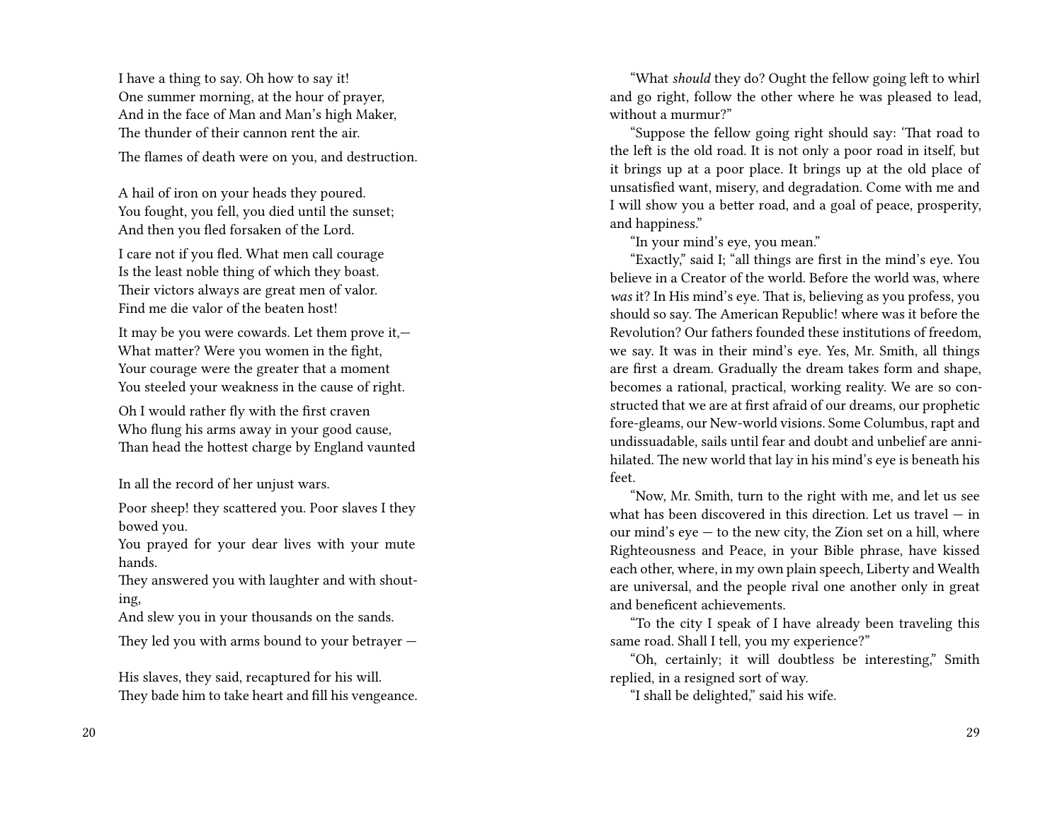I have a thing to say. Oh how to say it!
One summer morning, at the hour of prayer,
And in the face of Man and Man's high Maker,
The thunder of their cannon rent the air.

The flames of death were on you, and destruction.

A hail of iron on your heads they poured.
You fought, you fell, you died until the sunset;
And then you fled forsaken of the Lord.

I care not if you fled. What men call courage
Is the least noble thing of which they boast.
Their victors always are great men of valor.
Find me die valor of the beaten host!

It may be you were cowards. Let them prove it,—
What matter? Were you women in the fight,
Your courage were the greater that a moment
You steeled your weakness in the cause of right.

Oh I would rather fly with the first craven
Who flung his arms away in your good cause,
Than head the hottest charge by England vaunted

In all the record of her unjust wars.

Poor sheep! they scattered you. Poor slaves I they bowed you.
You prayed for your dear lives with your mute hands.
They answered you with laughter and with shouting,
And slew you in your thousands on the sands.

They led you with arms bound to your betrayer —

His slaves, they said, recaptured for his will.
They bade him to take heart and fill his vengeance.

"What *should* they do? Ought the fellow going left to whirl and go right, follow the other where he was pleased to lead, without a murmur?"

"Suppose the fellow going right should say: 'That road to the left is the old road. It is not only a poor road in itself, but it brings up at a poor place. It brings up at the old place of unsatisfied want, misery, and degradation. Come with me and I will show you a better road, and a goal of peace, prosperity, and happiness."

"In your mind's eye, you mean."

"Exactly," said I; "all things are first in the mind's eye. You believe in a Creator of the world. Before the world was, where *was* it? In His mind's eye. That is, believing as you profess, you should so say. The American Republic! where was it before the Revolution? Our fathers founded these institutions of freedom, we say. It was in their mind's eye. Yes, Mr. Smith, all things are first a dream. Gradually the dream takes form and shape, becomes a rational, practical, working reality. We are so constructed that we are at first afraid of our dreams, our prophetic fore-gleams, our New-world visions. Some Columbus, rapt and undissuadable, sails until fear and doubt and unbelief are annihilated. The new world that lay in his mind's eye is beneath his feet.

"Now, Mr. Smith, turn to the right with me, and let us see what has been discovered in this direction. Let us travel — in our mind's eye — to the new city, the Zion set on a hill, where Righteousness and Peace, in your Bible phrase, have kissed each other, where, in my own plain speech, Liberty and Wealth are universal, and the people rival one another only in great and beneficent achievements.

"To the city I speak of I have already been traveling this same road. Shall I tell, you my experience?"

"Oh, certainly; it will doubtless be interesting," Smith replied, in a resigned sort of way.

"I shall be delighted," said his wife.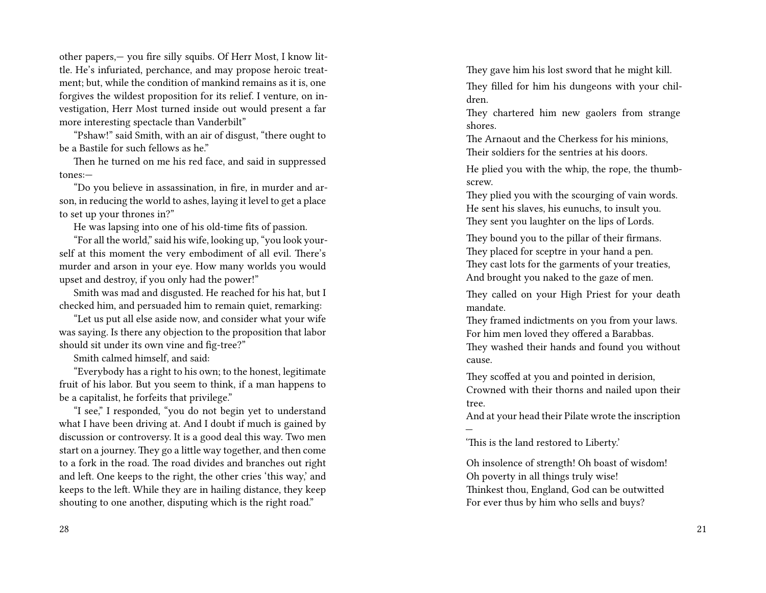other papers,— you fire silly squibs. Of Herr Most, I know little. He's infuriated, perchance, and may propose heroic treatment; but, while the condition of mankind remains as it is, one forgives the wildest proposition for its relief. I venture, on investigation, Herr Most turned inside out would present a far more interesting spectacle than Vanderbilt"

"Pshaw!" said Smith, with an air of disgust, "there ought to be a Bastile for such fellows as he."

Then he turned on me his red face, and said in suppressed tones:—

"Do you believe in assassination, in fire, in murder and arson, in reducing the world to ashes, laying it level to get a place to set up your thrones in?"

He was lapsing into one of his old-time fits of passion.

"For all the world," said his wife, looking up, "you look yourself at this moment the very embodiment of all evil. There's murder and arson in your eye. How many worlds you would upset and destroy, if you only had the power!"

Smith was mad and disgusted. He reached for his hat, but I checked him, and persuaded him to remain quiet, remarking:

"Let us put all else aside now, and consider what your wife was saying. Is there any objection to the proposition that labor should sit under its own vine and fig-tree?"

Smith calmed himself, and said:

"Everybody has a right to his own; to the honest, legitimate fruit of his labor. But you seem to think, if a man happens to be a capitalist, he forfeits that privilege."

"I see," I responded, "you do not begin yet to understand what I have been driving at. And I doubt if much is gained by discussion or controversy. It is a good deal this way. Two men start on a journey. They go a little way together, and then come to a fork in the road. The road divides and branches out right and left. One keeps to the right, the other cries 'this way,' and keeps to the left. While they are in hailing distance, they keep shouting to one another, disputing which is the right road."

They gave him his lost sword that he might kill.

They filled for him his dungeons with your children.
They chartered him new gaolers from strange shores.
The Arnaout and the Cherkess for his minions,
Their soldiers for the sentries at his doors.

He plied you with the whip, the rope, the thumbscrew.
They plied you with the scourging of vain words.
He sent his slaves, his eunuchs, to insult you.
They sent you laughter on the lips of Lords.

They bound you to the pillar of their firmans.
They placed for sceptre in your hand a pen.
They cast lots for the garments of your treaties,
And brought you naked to the gaze of men.

They called on your High Priest for your death mandate.
They framed indictments on you from your laws.
For him men loved they offered a Barabbas.
They washed their hands and found you without cause.

They scoffed at you and pointed in derision,
Crowned with their thorns and nailed upon their tree.
And at your head their Pilate wrote the inscription —
'This is the land restored to Liberty.'

Oh insolence of strength! Oh boast of wisdom!
Oh poverty in all things truly wise!
Thinkest thou, England, God can be outwitted
For ever thus by him who sells and buys?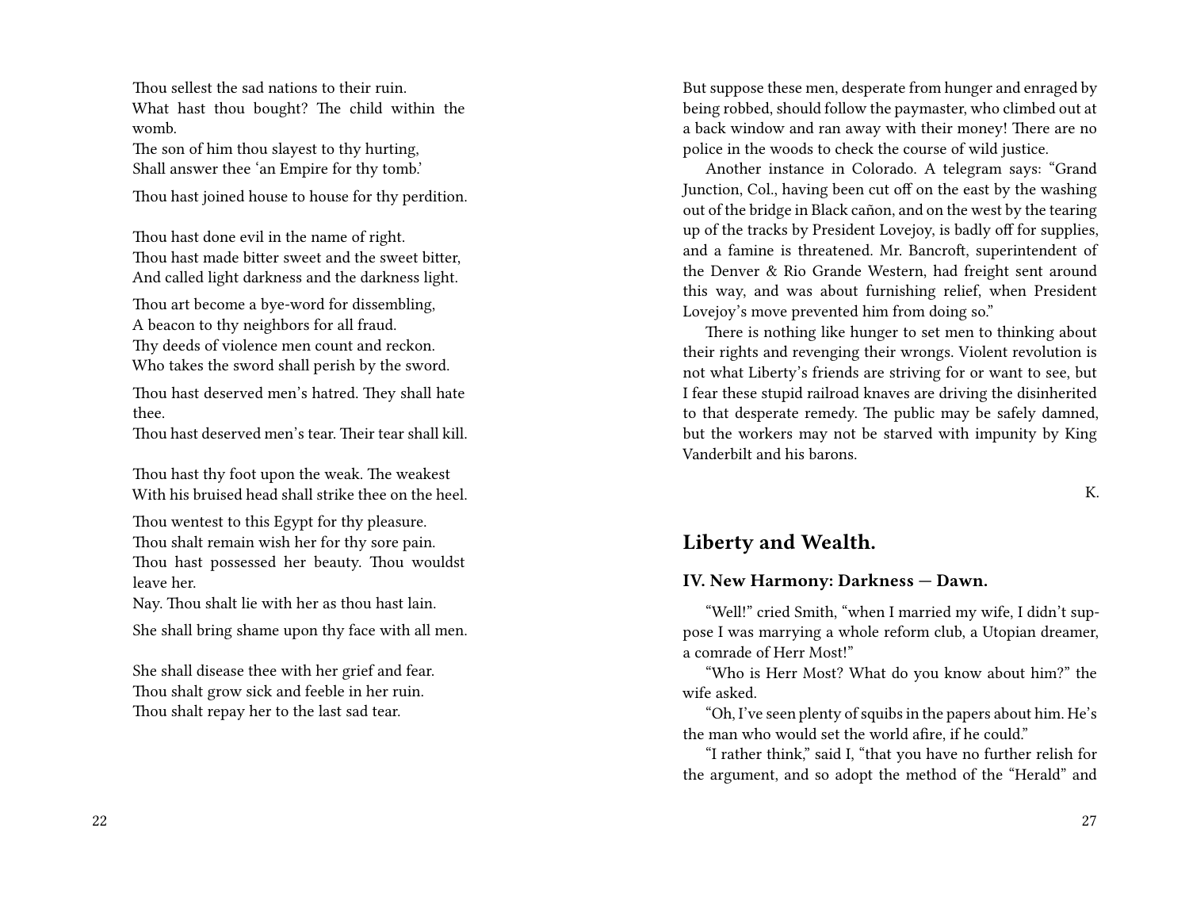Thou sellest the sad nations to their ruin.
What hast thou bought? The child within the womb.
The son of him thou slayest to thy hurting,
Shall answer thee 'an Empire for thy tomb.'

Thou hast joined house to house for thy perdition.

Thou hast done evil in the name of right.
Thou hast made bitter sweet and the sweet bitter,
And called light darkness and the darkness light.

Thou art become a bye-word for dissembling,
A beacon to thy neighbors for all fraud.
Thy deeds of violence men count and reckon.
Who takes the sword shall perish by the sword.

Thou hast deserved men's hatred. They shall hate thee.
Thou hast deserved men's tear. Their tear shall kill.

Thou hast thy foot upon the weak. The weakest
With his bruised head shall strike thee on the heel.

Thou wentest to this Egypt for thy pleasure.
Thou shalt remain wish her for thy sore pain.
Thou hast possessed her beauty. Thou wouldst leave her.
Nay. Thou shalt lie with her as thou hast lain.

She shall bring shame upon thy face with all men.

She shall disease thee with her grief and fear.
Thou shalt grow sick and feeble in her ruin.
Thou shalt repay her to the last sad tear.

But suppose these men, desperate from hunger and enraged by being robbed, should follow the paymaster, who climbed out at a back window and ran away with their money! There are no police in the woods to check the course of wild justice.

Another instance in Colorado. A telegram says: "Grand Junction, Col., having been cut off on the east by the washing out of the bridge in Black cañon, and on the west by the tearing up of the tracks by President Lovejoy, is badly off for supplies, and a famine is threatened. Mr. Bancroft, superintendent of the Denver & Rio Grande Western, had freight sent around this way, and was about furnishing relief, when President Lovejoy's move prevented him from doing so."

There is nothing like hunger to set men to thinking about their rights and revenging their wrongs. Violent revolution is not what Liberty's friends are striving for or want to see, but I fear these stupid railroad knaves are driving the disinherited to that desperate remedy. The public may be safely damned, but the workers may not be starved with impunity by King Vanderbilt and his barons.

K.

## Liberty and Wealth.

### IV. New Harmony: Darkness — Dawn.

"Well!" cried Smith, "when I married my wife, I didn't suppose I was marrying a whole reform club, a Utopian dreamer, a comrade of Herr Most!"

"Who is Herr Most? What do you know about him?" the wife asked.

"Oh, I've seen plenty of squibs in the papers about him. He's the man who would set the world afire, if he could."

"I rather think," said I, "that you have no further relish for the argument, and so adopt the method of the "Herald" and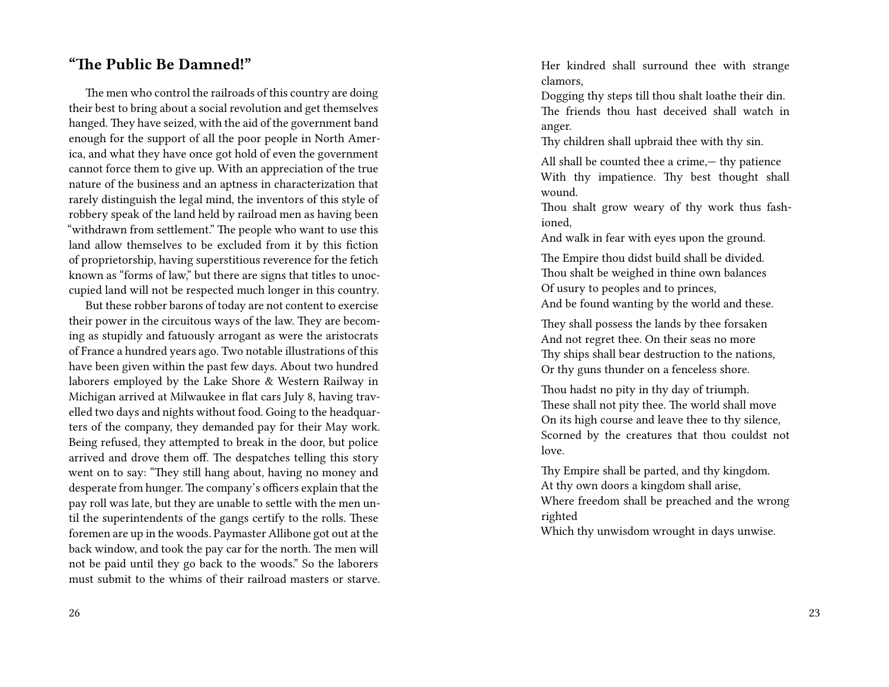## "The Public Be Damned!"

The men who control the railroads of this country are doing their best to bring about a social revolution and get themselves hanged. They have seized, with the aid of the government band enough for the support of all the poor people in North America, and what they have once got hold of even the government cannot force them to give up. With an appreciation of the true nature of the business and an aptness in characterization that rarely distinguish the legal mind, the inventors of this style of robbery speak of the land held by railroad men as having been "withdrawn from settlement." The people who want to use this land allow themselves to be excluded from it by this fiction of proprietorship, having superstitious reverence for the fetich known as "forms of law," but there are signs that titles to unoccupied land will not be respected much longer in this country.

But these robber barons of today are not content to exercise their power in the circuitous ways of the law. They are becoming as stupidly and fatuously arrogant as were the aristocrats of France a hundred years ago. Two notable illustrations of this have been given within the past few days. About two hundred laborers employed by the Lake Shore & Western Railway in Michigan arrived at Milwaukee in flat cars July 8, having travelled two days and nights without food. Going to the headquarters of the company, they demanded pay for their May work. Being refused, they attempted to break in the door, but police arrived and drove them off. The despatches telling this story went on to say: "They still hang about, having no money and desperate from hunger. The company's officers explain that the pay roll was late, but they are unable to settle with the men until the superintendents of the gangs certify to the rolls. These foremen are up in the woods. Paymaster Allibone got out at the back window, and took the pay car for the north. The men will not be paid until they go back to the woods." So the laborers must submit to the whims of their railroad masters or starve.

Her kindred shall surround thee with strange clamors,
Dogging thy steps till thou shalt loathe their din.
The friends thou hast deceived shall watch in anger.
Thy children shall upbraid thee with thy sin.

All shall be counted thee a crime,— thy patience
With thy impatience. Thy best thought shall wound.
Thou shalt grow weary of thy work thus fashioned,
And walk in fear with eyes upon the ground.

The Empire thou didst build shall be divided.
Thou shalt be weighed in thine own balances
Of usury to peoples and to princes,
And be found wanting by the world and these.

They shall possess the lands by thee forsaken
And not regret thee. On their seas no more
Thy ships shall bear destruction to the nations,
Or thy guns thunder on a fenceless shore.

Thou hadst no pity in thy day of triumph.
These shall not pity thee. The world shall move
On its high course and leave thee to thy silence,
Scorned by the creatures that thou couldst not love.

Thy Empire shall be parted, and thy kingdom.
At thy own doors a kingdom shall arise,
Where freedom shall be preached and the wrong righted
Which thy unwisdom wrought in days unwise.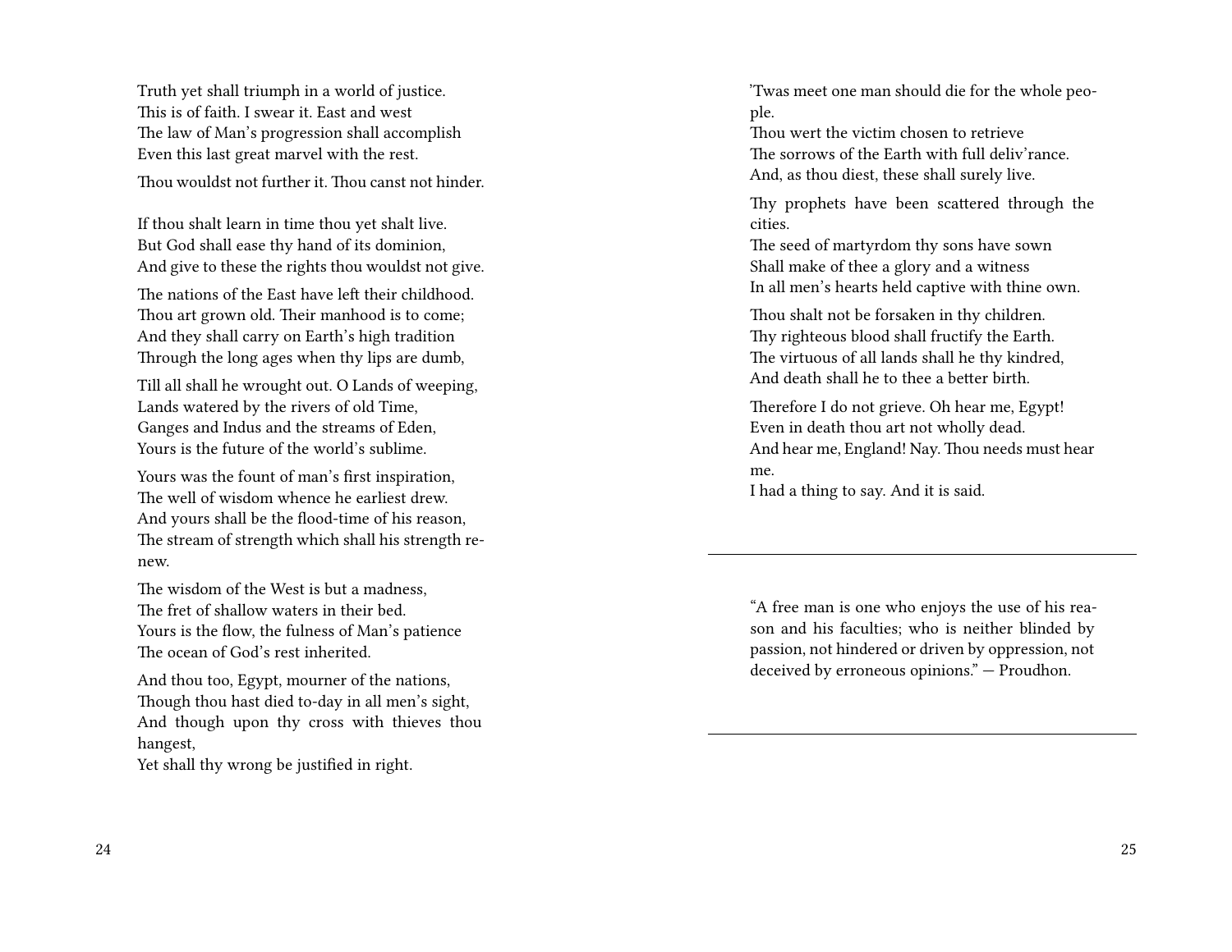Truth yet shall triumph in a world of justice.
This is of faith. I swear it. East and west
The law of Man's progression shall accomplish
Even this last great marvel with the rest.

Thou wouldst not further it. Thou canst not hinder.

If thou shalt learn in time thou yet shalt live.
But God shall ease thy hand of its dominion,
And give to these the rights thou wouldst not give.

The nations of the East have left their childhood.
Thou art grown old. Their manhood is to come;
And they shall carry on Earth's high tradition
Through the long ages when thy lips are dumb,

Till all shall he wrought out. O Lands of weeping,
Lands watered by the rivers of old Time,
Ganges and Indus and the streams of Eden,
Yours is the future of the world's sublime.

Yours was the fount of man's first inspiration,
The well of wisdom whence he earliest drew.
And yours shall be the flood-time of his reason,
The stream of strength which shall his strength renew.

The wisdom of the West is but a madness,
The fret of shallow waters in their bed.
Yours is the flow, the fulness of Man's patience
The ocean of God's rest inherited.

And thou too, Egypt, mourner of the nations,
Though thou hast died to-day in all men's sight,
And though upon thy cross with thieves thou hangest,
Yet shall thy wrong be justified in right.

'Twas meet one man should die for the whole people.
Thou wert the victim chosen to retrieve
The sorrows of the Earth with full deliv'rance.
And, as thou diest, these shall surely live.

Thy prophets have been scattered through the cities.
The seed of martyrdom thy sons have sown
Shall make of thee a glory and a witness
In all men's hearts held captive with thine own.

Thou shalt not be forsaken in thy children.
Thy righteous blood shall fructify the Earth.
The virtuous of all lands shall he thy kindred,
And death shall he to thee a better birth.

Therefore I do not grieve. Oh hear me, Egypt!
Even in death thou art not wholly dead.
And hear me, England! Nay. Thou needs must hear me.
I had a thing to say. And it is said.

---

"A free man is one who enjoys the use of his reason and his faculties; who is neither blinded by passion, not hindered or driven by oppression, not deceived by erroneous opinions." — Proudhon.

---